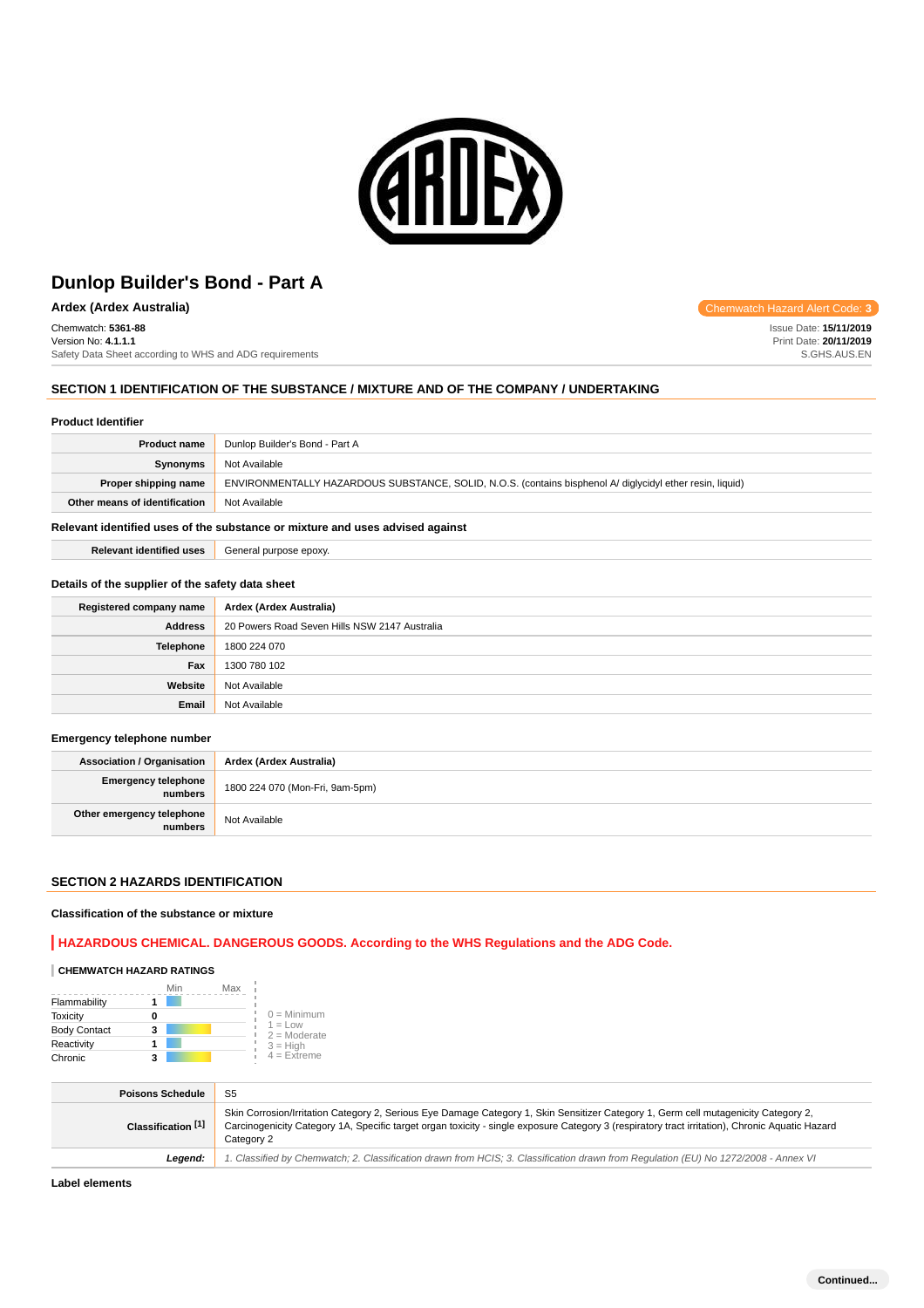# Dunlop Builder's Bond - Part A

**Ardex (Ardex Australia)**

Chemwatch Hazard Alert Code: **3**

Chemwatch: **5361-88**
Version No: **4.1.1.1**
Safety Data Sheet according to WHS and ADG requirements

Issue Date: **15/11/2019**
Print Date: **20/11/2019**
S.GHS.AUS.EN

## SECTION 1 IDENTIFICATION OF THE SUBSTANCE / MIXTURE AND OF THE COMPANY / UNDERTAKING

### Product Identifier

| | |
|---|---|
| **Product name** | Dunlop Builder's Bond - Part A |
| **Synonyms** | Not Available |
| **Proper shipping name** | ENVIRONMENTALLY HAZARDOUS SUBSTANCE, SOLID, N.O.S. (contains bisphenol A/ diglycidyl ether resin, liquid) |
| **Other means of identification** | Not Available |

### Relevant identified uses of the substance or mixture and uses advised against

| | |
|---|---|
| **Relevant identified uses** | General purpose epoxy. |

### Details of the supplier of the safety data sheet

| | |
|---|---|
| **Registered company name** | **Ardex (Ardex Australia)** |
| **Address** | 20 Powers Road Seven Hills NSW 2147 Australia |
| **Telephone** | 1800 224 070 |
| **Fax** | 1300 780 102 |
| **Website** | Not Available |
| **Email** | Not Available |

### Emergency telephone number

| | |
|---|---|
| **Association / Organisation** | **Ardex (Ardex Australia)** |
| **Emergency telephone numbers** | 1800 224 070 (Mon-Fri, 9am-5pm) |
| **Other emergency telephone numbers** | Not Available |

## SECTION 2 HAZARDS IDENTIFICATION

### Classification of the substance or mixture

**HAZARDOUS CHEMICAL. DANGEROUS GOODS. According to the WHS Regulations and the ADG Code.**

**CHEMWATCH HAZARD RATINGS**

| | | Min – Max |
|---|---|---|
| Flammability | 1 | |
| Toxicity | 0 | |
| Body Contact | 3 | |
| Reactivity | 1 | |
| Chronic | 3 | |

0 = Minimum
1 = Low
2 = Moderate
3 = High
4 = Extreme

| | |
|---|---|
| **Poisons Schedule** | S5 |
| **Classification [1]** | Skin Corrosion/Irritation Category 2, Serious Eye Damage Category 1, Skin Sensitizer Category 1, Germ cell mutagenicity Category 2, Carcinogenicity Category 1A, Specific target organ toxicity - single exposure Category 3 (respiratory tract irritation), Chronic Aquatic Hazard Category 2 |
| ***Legend:*** | *1. Classified by Chemwatch; 2. Classification drawn from HCIS; 3. Classification drawn from Regulation (EU) No 1272/2008 - Annex VI* |

**Label elements**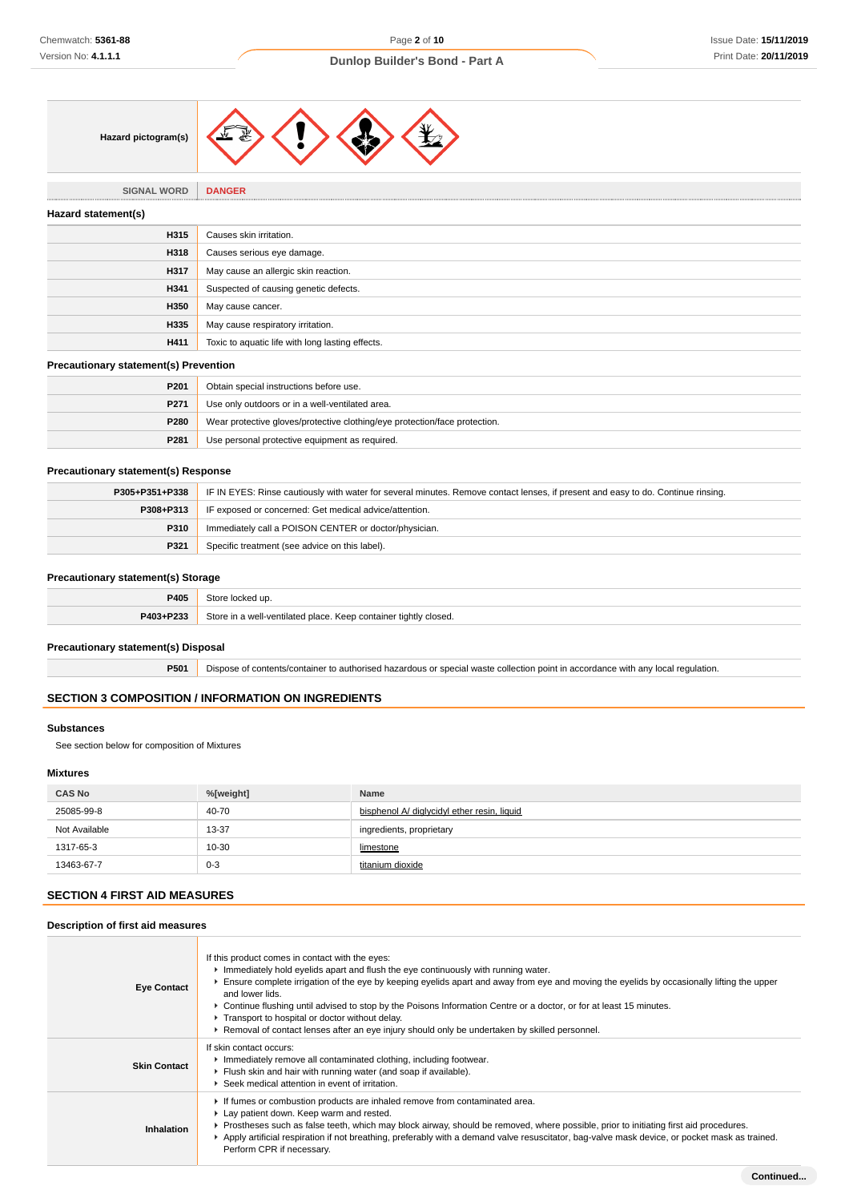| Hazard pictogram(s) | |
|---|---|
| SIGNAL WORD | DANGER |

### Hazard statement(s)

| | |
|---|---|
| H315 | Causes skin irritation. |
| H318 | Causes serious eye damage. |
| H317 | May cause an allergic skin reaction. |
| H341 | Suspected of causing genetic defects. |
| H350 | May cause cancer. |
| H335 | May cause respiratory irritation. |
| H411 | Toxic to aquatic life with long lasting effects. |

### Precautionary statement(s) Prevention

| | |
|---|---|
| P201 | Obtain special instructions before use. |
| P271 | Use only outdoors or in a well-ventilated area. |
| P280 | Wear protective gloves/protective clothing/eye protection/face protection. |
| P281 | Use personal protective equipment as required. |

### Precautionary statement(s) Response

| | |
|---|---|
| P305+P351+P338 | IF IN EYES: Rinse cautiously with water for several minutes. Remove contact lenses, if present and easy to do. Continue rinsing. |
| P308+P313 | IF exposed or concerned: Get medical advice/attention. |
| P310 | Immediately call a POISON CENTER or doctor/physician. |
| P321 | Specific treatment (see advice on this label). |

### Precautionary statement(s) Storage

| | |
|---|---|
| P405 | Store locked up. |
| P403+P233 | Store in a well-ventilated place. Keep container tightly closed. |

### Precautionary statement(s) Disposal

| | |
|---|---|
| P501 | Dispose of contents/container to authorised hazardous or special waste collection point in accordance with any local regulation. |

## SECTION 3 COMPOSITION / INFORMATION ON INGREDIENTS

### Substances

See section below for composition of Mixtures

### Mixtures

| CAS No | %[weight] | Name |
|---|---|---|
| 25085-99-8 | 40-70 | bisphenol A/ diglycidyl ether resin, liquid |
| Not Available | 13-37 | ingredients, proprietary |
| 1317-65-3 | 10-30 | limestone |
| 13463-67-7 | 0-3 | titanium dioxide |

## SECTION 4 FIRST AID MEASURES

### Description of first aid measures

| | |
|---|---|
| Eye Contact | If this product comes in contact with the eyes:<br>▸ Immediately hold eyelids apart and flush the eye continuously with running water.<br>▸ Ensure complete irrigation of the eye by keeping eyelids apart and away from eye and moving the eyelids by occasionally lifting the upper and lower lids.<br>▸ Continue flushing until advised to stop by the Poisons Information Centre or a doctor, or for at least 15 minutes.<br>▸ Transport to hospital or doctor without delay.<br>▸ Removal of contact lenses after an eye injury should only be undertaken by skilled personnel. |
| Skin Contact | If skin contact occurs:<br>▸ Immediately remove all contaminated clothing, including footwear.<br>▸ Flush skin and hair with running water (and soap if available).<br>▸ Seek medical attention in event of irritation. |
| Inhalation | ▸ If fumes or combustion products are inhaled remove from contaminated area.<br>▸ Lay patient down. Keep warm and rested.<br>▸ Prostheses such as false teeth, which may block airway, should be removed, where possible, prior to initiating first aid procedures.<br>▸ Apply artificial respiration if not breathing, preferably with a demand valve resuscitator, bag-valve mask device, or pocket mask as trained. Perform CPR if necessary. |

Continued...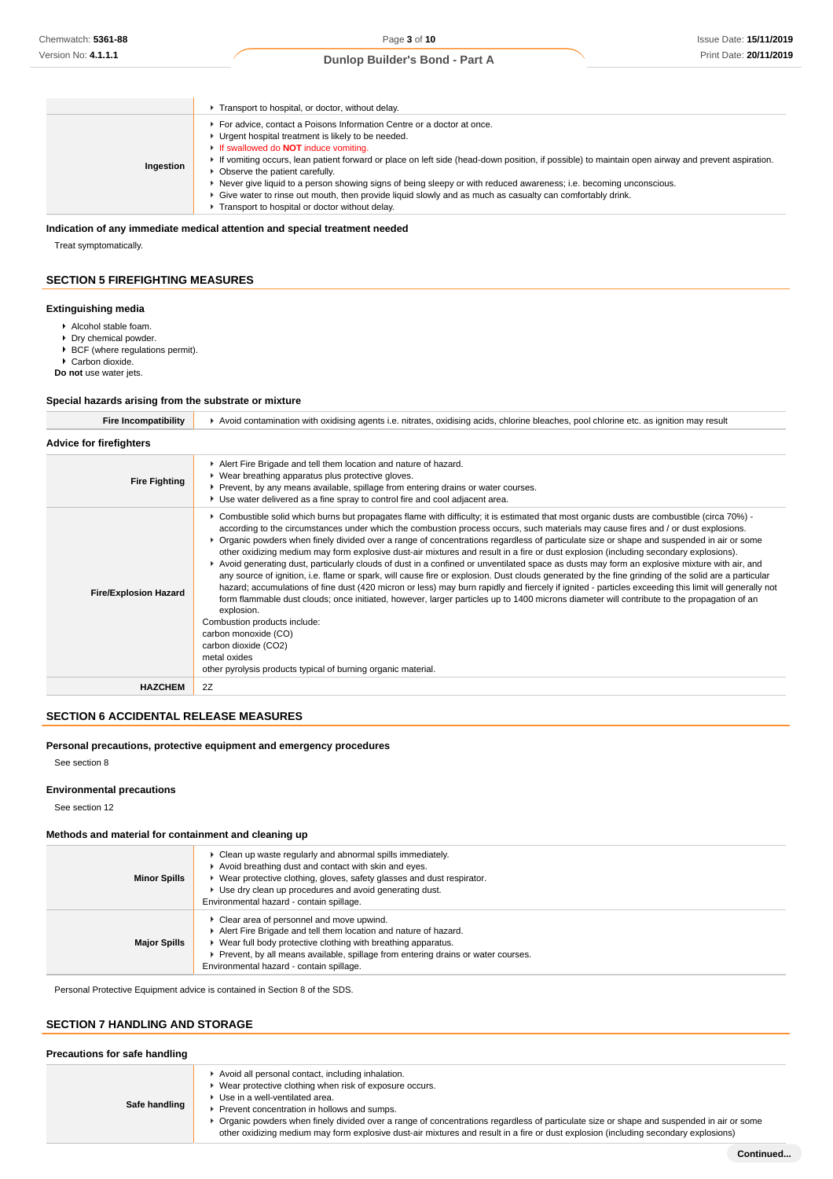| | |
|---|---|
| | Transport to hospital, or doctor, without delay. |
| **Ingestion** | For advice, contact a Poisons Information Centre or a doctor at once.<br>Urgent hospital treatment is likely to be needed.<br>If swallowed do **NOT** induce vomiting.<br>If vomiting occurs, lean patient forward or place on left side (head-down position, if possible) to maintain open airway and prevent aspiration.<br>Observe the patient carefully.<br>Never give liquid to a person showing signs of being sleepy or with reduced awareness; i.e. becoming unconscious.<br>Give water to rinse out mouth, then provide liquid slowly and as much as casualty can comfortably drink.<br>Transport to hospital or doctor without delay. |

### Indication of any immediate medical attention and special treatment needed

Treat symptomatically.

## SECTION 5 FIREFIGHTING MEASURES

### Extinguishing media

- Alcohol stable foam.
- Dry chemical powder.
- BCF (where regulations permit).
- Carbon dioxide.

**Do not** use water jets.

### Special hazards arising from the substrate or mixture

| | |
|---|---|
| **Fire Incompatibility** | Avoid contamination with oxidising agents i.e. nitrates, oxidising acids, chlorine bleaches, pool chlorine etc. as ignition may result |

### Advice for firefighters

| | |
|---|---|
| **Fire Fighting** | Alert Fire Brigade and tell them location and nature of hazard.<br>Wear breathing apparatus plus protective gloves.<br>Prevent, by any means available, spillage from entering drains or water courses.<br>Use water delivered as a fine spray to control fire and cool adjacent area. |
| **Fire/Explosion Hazard** | Combustible solid which burns but propagates flame with difficulty; it is estimated that most organic dusts are combustible (circa 70%) - according to the circumstances under which the combustion process occurs, such materials may cause fires and / or dust explosions.<br>Organic powders when finely divided over a range of concentrations regardless of particulate size or shape and suspended in air or some other oxidizing medium may form explosive dust-air mixtures and result in a fire or dust explosion (including secondary explosions).<br>Avoid generating dust, particularly clouds of dust in a confined or unventilated space as dusts may form an explosive mixture with air, and any source of ignition, i.e. flame or spark, will cause fire or explosion. Dust clouds generated by the fine grinding of the solid are a particular hazard; accumulations of fine dust (420 micron or less) may burn rapidly and fiercely if ignited - particles exceeding this limit will generally not form flammable dust clouds; once initiated, however, larger particles up to 1400 microns diameter will contribute to the propagation of an explosion.<br>Combustion products include:<br>carbon monoxide (CO)<br>carbon dioxide ($CO_2$)<br>metal oxides<br>other pyrolysis products typical of burning organic material. |
| **HAZCHEM** | 2Z |

## SECTION 6 ACCIDENTAL RELEASE MEASURES

### Personal precautions, protective equipment and emergency procedures

See section 8

### Environmental precautions

See section 12

### Methods and material for containment and cleaning up

| | |
|---|---|
| **Minor Spills** | Clean up waste regularly and abnormal spills immediately.<br>Avoid breathing dust and contact with skin and eyes.<br>Wear protective clothing, gloves, safety glasses and dust respirator.<br>Use dry clean up procedures and avoid generating dust.<br>Environmental hazard - contain spillage. |
| **Major Spills** | Clear area of personnel and move upwind.<br>Alert Fire Brigade and tell them location and nature of hazard.<br>Wear full body protective clothing with breathing apparatus.<br>Prevent, by all means available, spillage from entering drains or water courses.<br>Environmental hazard - contain spillage. |

Personal Protective Equipment advice is contained in Section 8 of the SDS.

## SECTION 7 HANDLING AND STORAGE

### Precautions for safe handling

| | |
|---|---|
| **Safe handling** | Avoid all personal contact, including inhalation.<br>Wear protective clothing when risk of exposure occurs.<br>Use in a well-ventilated area.<br>Prevent concentration in hollows and sumps.<br>Organic powders when finely divided over a range of concentrations regardless of particulate size or shape and suspended in air or some other oxidizing medium may form explosive dust-air mixtures and result in a fire or dust explosion (including secondary explosions) |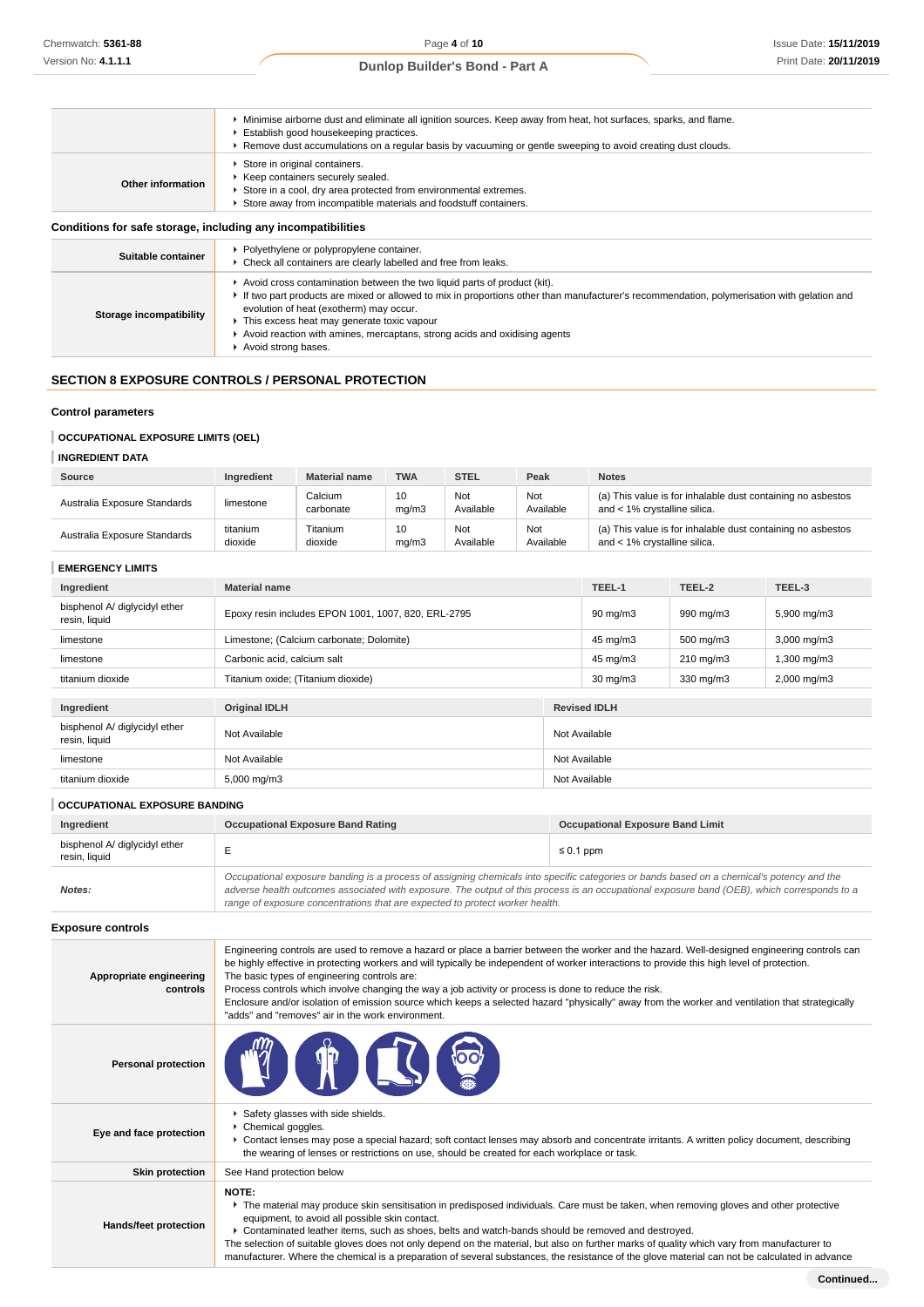|  |  |
|---|---|
|  | ▸ Minimise airborne dust and eliminate all ignition sources. Keep away from heat, hot surfaces, sparks, and flame.<br>▸ Establish good housekeeping practices.<br>▸ Remove dust accumulations on a regular basis by vacuuming or gentle sweeping to avoid creating dust clouds. |
| **Other information** | ▸ Store in original containers.<br>▸ Keep containers securely sealed.<br>▸ Store in a cool, dry area protected from environmental extremes.<br>▸ Store away from incompatible materials and foodstuff containers. |

### Conditions for safe storage, including any incompatibilities

|  |  |
|---|---|
| **Suitable container** | ▸ Polyethylene or polypropylene container.<br>▸ Check all containers are clearly labelled and free from leaks. |
| **Storage incompatibility** | ▸ Avoid cross contamination between the two liquid parts of product (kit).<br>▸ If two part products are mixed or allowed to mix in proportions other than manufacturer's recommendation, polymerisation with gelation and evolution of heat (exotherm) may occur.<br>▸ This excess heat may generate toxic vapour<br>▸ Avoid reaction with amines, mercaptans, strong acids and oxidising agents<br>▸ Avoid strong bases. |

## SECTION 8 EXPOSURE CONTROLS / PERSONAL PROTECTION

### Control parameters

#### OCCUPATIONAL EXPOSURE LIMITS (OEL)

#### INGREDIENT DATA

| Source | Ingredient | Material name | TWA | STEL | Peak | Notes |
|---|---|---|---|---|---|---|
| Australia Exposure Standards | limestone | Calcium carbonate | 10 mg/m3 | Not Available | Not Available | (a) This value is for inhalable dust containing no asbestos and < 1% crystalline silica. |
| Australia Exposure Standards | titanium dioxide | Titanium dioxide | 10 mg/m3 | Not Available | Not Available | (a) This value is for inhalable dust containing no asbestos and < 1% crystalline silica. |

#### EMERGENCY LIMITS

| Ingredient | Material name | TEEL-1 | TEEL-2 | TEEL-3 |
|---|---|---|---|---|
| bisphenol A/ diglycidyl ether resin, liquid | Epoxy resin includes EPON 1001, 1007, 820, ERL-2795 | 90 mg/m3 | 990 mg/m3 | 5,900 mg/m3 |
| limestone | Limestone; (Calcium carbonate; Dolomite) | 45 mg/m3 | 500 mg/m3 | 3,000 mg/m3 |
| limestone | Carbonic acid, calcium salt | 45 mg/m3 | 210 mg/m3 | 1,300 mg/m3 |
| titanium dioxide | Titanium oxide; (Titanium dioxide) | 30 mg/m3 | 330 mg/m3 | 2,000 mg/m3 |

| Ingredient | Original IDLH | Revised IDLH |
|---|---|---|
| bisphenol A/ diglycidyl ether resin, liquid | Not Available | Not Available |
| limestone | Not Available | Not Available |
| titanium dioxide | 5,000 mg/m3 | Not Available |

#### OCCUPATIONAL EXPOSURE BANDING

| Ingredient | Occupational Exposure Band Rating | Occupational Exposure Band Limit |
|---|---|---|
| bisphenol A/ diglycidyl ether resin, liquid | E | ≤ 0.1 ppm |
| ***Notes:*** | *Occupational exposure banding is a process of assigning chemicals into specific categories or bands based on a chemical's potency and the adverse health outcomes associated with exposure. The output of this process is an occupational exposure band (OEB), which corresponds to a range of exposure concentrations that are expected to protect worker health.* | |

### Exposure controls

|  |  |
|---|---|
| **Appropriate engineering controls** | Engineering controls are used to remove a hazard or place a barrier between the worker and the hazard. Well-designed engineering controls can be highly effective in protecting workers and will typically be independent of worker interactions to provide this high level of protection.<br>The basic types of engineering controls are:<br>Process controls which involve changing the way a job activity or process is done to reduce the risk.<br>Enclosure and/or isolation of emission source which keeps a selected hazard "physically" away from the worker and ventilation that strategically "adds" and "removes" air in the work environment. |
| **Personal protection** |  |
| **Eye and face protection** | ▸ Safety glasses with side shields.<br>▸ Chemical goggles.<br>▸ Contact lenses may pose a special hazard; soft contact lenses may absorb and concentrate irritants. A written policy document, describing the wearing of lenses or restrictions on use, should be created for each workplace or task. |
| **Skin protection** | See Hand protection below |
| **Hands/feet protection** | **NOTE:**<br>▸ The material may produce skin sensitisation in predisposed individuals. Care must be taken, when removing gloves and other protective equipment, to avoid all possible skin contact.<br>▸ Contaminated leather items, such as shoes, belts and watch-bands should be removed and destroyed.<br>The selection of suitable gloves does not only depend on the material, but also on further marks of quality which vary from manufacturer to manufacturer. Where the chemical is a preparation of several substances, the resistance of the glove material can not be calculated in advance |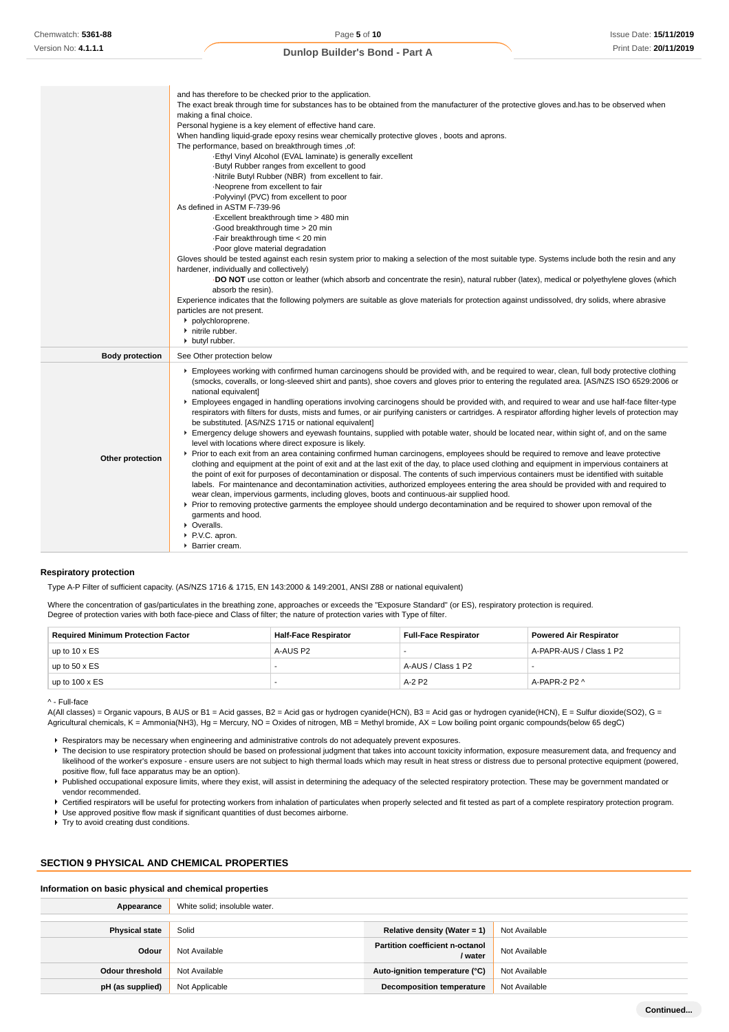| | |
|---|---|
| | and has therefore to be checked prior to the application.<br>The exact break through time for substances has to be obtained from the manufacturer of the protective gloves and.has to be observed when making a final choice.<br>Personal hygiene is a key element of effective hand care.<br>When handling liquid-grade epoxy resins wear chemically protective gloves , boots and aprons.<br>The performance, based on breakthrough times ,of:<br>·Ethyl Vinyl Alcohol (EVAL laminate) is generally excellent<br>·Butyl Rubber ranges from excellent to good<br>·Nitrile Butyl Rubber (NBR) from excellent to fair.<br>·Neoprene from excellent to fair<br>·Polyvinyl (PVC) from excellent to poor<br>As defined in ASTM F-739-96<br>·Excellent breakthrough time > 480 min<br>·Good breakthrough time > 20 min<br>·Fair breakthrough time < 20 min<br>·Poor glove material degradation<br>Gloves should be tested against each resin system prior to making a selection of the most suitable type. Systems include both the resin and any hardener, individually and collectively)<br>·**DO NOT** use cotton or leather (which absorb and concentrate the resin), natural rubber (latex), medical or polyethylene gloves (which absorb the resin).<br>Experience indicates that the following polymers are suitable as glove materials for protection against undissolved, dry solids, where abrasive particles are not present.<br>▸ polychloroprene.<br>▸ nitrile rubber.<br>▸ butyl rubber. |
| **Body protection** | See Other protection below |
| **Other protection** | ▸ Employees working with confirmed human carcinogens should be provided with, and be required to wear, clean, full body protective clothing (smocks, coveralls, or long-sleeved shirt and pants), shoe covers and gloves prior to entering the regulated area. [AS/NZS ISO 6529:2006 or national equivalent]<br>▸ Employees engaged in handling operations involving carcinogens should be provided with, and required to wear and use half-face filter-type respirators with filters for dusts, mists and fumes, or air purifying canisters or cartridges. A respirator affording higher levels of protection may be substituted. [AS/NZS 1715 or national equivalent]<br>▸ Emergency deluge showers and eyewash fountains, supplied with potable water, should be located near, within sight of, and on the same level with locations where direct exposure is likely.<br>▸ Prior to each exit from an area containing confirmed human carcinogens, employees should be required to remove and leave protective clothing and equipment at the point of exit and at the last exit of the day, to place used clothing and equipment in impervious containers at the point of exit for purposes of decontamination or disposal. The contents of such impervious containers must be identified with suitable labels. For maintenance and decontamination activities, authorized employees entering the area should be provided with and required to wear clean, impervious garments, including gloves, boots and continuous-air supplied hood.<br>▸ Prior to removing protective garments the employee should undergo decontamination and be required to shower upon removal of the garments and hood.<br>▸ Overalls.<br>▸ P.V.C. apron.<br>▸ Barrier cream. |

### Respiratory protection

Type A-P Filter of sufficient capacity. (AS/NZS 1716 & 1715, EN 143:2000 & 149:2001, ANSI Z88 or national equivalent)

Where the concentration of gas/particulates in the breathing zone, approaches or exceeds the "Exposure Standard" (or ES), respiratory protection is required.
Degree of protection varies with both face-piece and Class of filter; the nature of protection varies with Type of filter.

| Required Minimum Protection Factor | Half-Face Respirator | Full-Face Respirator | Powered Air Respirator |
|---|---|---|---|
| up to 10 x ES | A-AUS P2 | - | A-PAPR-AUS / Class 1 P2 |
| up to 50 x ES | - | A-AUS / Class 1 P2 | - |
| up to 100 x ES | - | A-2 P2 | A-PAPR-2 P2 ^ |

^ - Full-face

A(All classes) = Organic vapours, B AUS or B1 = Acid gasses, B2 = Acid gas or hydrogen cyanide(HCN), B3 = Acid gas or hydrogen cyanide(HCN), E = Sulfur dioxide(SO2), G = Agricultural chemicals, K = Ammonia(NH3), Hg = Mercury, NO = Oxides of nitrogen, MB = Methyl bromide, AX = Low boiling point organic compounds(below 65 degC)

- Respirators may be necessary when engineering and administrative controls do not adequately prevent exposures.
- The decision to use respiratory protection should be based on professional judgment that takes into account toxicity information, exposure measurement data, and frequency and likelihood of the worker's exposure - ensure users are not subject to high thermal loads which may result in heat stress or distress due to personal protective equipment (powered, positive flow, full face apparatus may be an option).
- Published occupational exposure limits, where they exist, will assist in determining the adequacy of the selected respiratory protection. These may be government mandated or vendor recommended.
- Certified respirators will be useful for protecting workers from inhalation of particulates when properly selected and fit tested as part of a complete respiratory protection program.
- Use approved positive flow mask if significant quantities of dust becomes airborne.
- Try to avoid creating dust conditions.

## SECTION 9 PHYSICAL AND CHEMICAL PROPERTIES

### Information on basic physical and chemical properties

| | | | |
|---|---|---|---|
| **Appearance** | White solid; insoluble water. | | |
| **Physical state** | Solid | **Relative density (Water = 1)** | Not Available |
| **Odour** | Not Available | **Partition coefficient n-octanol / water** | Not Available |
| **Odour threshold** | Not Available | **Auto-ignition temperature (°C)** | Not Available |
| **pH (as supplied)** | Not Applicable | **Decomposition temperature** | Not Available |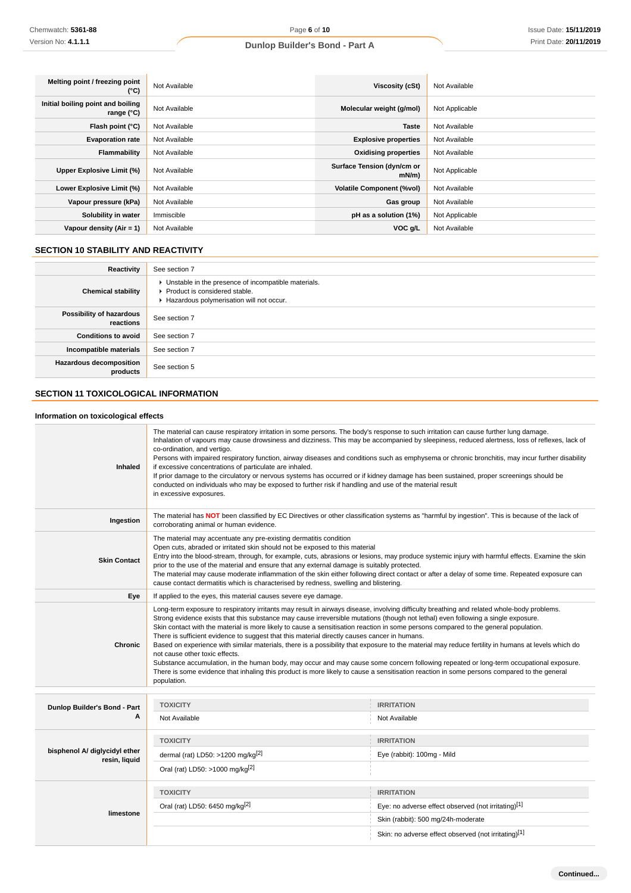| | | | |
|---|---|---|---|
| **Melting point / freezing point (°C)** | Not Available | **Viscosity (cSt)** | Not Available |
| **Initial boiling point and boiling range (°C)** | Not Available | **Molecular weight (g/mol)** | Not Applicable |
| **Flash point (°C)** | Not Available | **Taste** | Not Available |
| **Evaporation rate** | Not Available | **Explosive properties** | Not Available |
| **Flammability** | Not Available | **Oxidising properties** | Not Available |
| **Upper Explosive Limit (%)** | Not Available | **Surface Tension (dyn/cm or mN/m)** | Not Applicable |
| **Lower Explosive Limit (%)** | Not Available | **Volatile Component (%vol)** | Not Available |
| **Vapour pressure (kPa)** | Not Available | **Gas group** | Not Available |
| **Solubility in water** | Immiscible | **pH as a solution (1%)** | Not Applicable |
| **Vapour density (Air = 1)** | Not Available | **VOC g/L** | Not Available |

## SECTION 10 STABILITY AND REACTIVITY

| | |
|---|---|
| **Reactivity** | See section 7 |
| **Chemical stability** | ▸ Unstable in the presence of incompatible materials.<br>▸ Product is considered stable.<br>▸ Hazardous polymerisation will not occur. |
| **Possibility of hazardous reactions** | See section 7 |
| **Conditions to avoid** | See section 7 |
| **Incompatible materials** | See section 7 |
| **Hazardous decomposition products** | See section 5 |

## SECTION 11 TOXICOLOGICAL INFORMATION

### Information on toxicological effects

| | |
|---|---|
| **Inhaled** | The material can cause respiratory irritation in some persons. The body's response to such irritation can cause further lung damage.<br>Inhalation of vapours may cause drowsiness and dizziness. This may be accompanied by sleepiness, reduced alertness, loss of reflexes, lack of co-ordination, and vertigo.<br>Persons with impaired respiratory function, airway diseases and conditions such as emphysema or chronic bronchitis, may incur further disability if excessive concentrations of particulate are inhaled.<br>If prior damage to the circulatory or nervous systems has occurred or if kidney damage has been sustained, proper screenings should be conducted on individuals who may be exposed to further risk if handling and use of the material result in excessive exposures. |
| **Ingestion** | The material has **NOT** been classified by EC Directives or other classification systems as "harmful by ingestion". This is because of the lack of corroborating animal or human evidence. |
| **Skin Contact** | The material may accentuate any pre-existing dermatitis condition<br>Open cuts, abraded or irritated skin should not be exposed to this material<br>Entry into the blood-stream, through, for example, cuts, abrasions or lesions, may produce systemic injury with harmful effects. Examine the skin prior to the use of the material and ensure that any external damage is suitably protected.<br>The material may cause moderate inflammation of the skin either following direct contact or after a delay of some time. Repeated exposure can cause contact dermatitis which is characterised by redness, swelling and blistering. |
| **Eye** | If applied to the eyes, this material causes severe eye damage. |
| **Chronic** | Long-term exposure to respiratory irritants may result in airways disease, involving difficulty breathing and related whole-body problems.<br>Strong evidence exists that this substance may cause irreversible mutations (though not lethal) even following a single exposure.<br>Skin contact with the material is more likely to cause a sensitisation reaction in some persons compared to the general population.<br>There is sufficient evidence to suggest that this material directly causes cancer in humans.<br>Based on experience with similar materials, there is a possibility that exposure to the material may reduce fertility in humans at levels which do not cause other toxic effects.<br>Substance accumulation, in the human body, may occur and may cause some concern following repeated or long-term occupational exposure.<br>There is some evidence that inhaling this product is more likely to cause a sensitisation reaction in some persons compared to the general population. |

| | TOXICITY | IRRITATION |
|---|---|---|
| **Dunlop Builder's Bond - Part A** | Not Available | Not Available |
| **bisphenol A/ diglycidyl ether resin, liquid** | dermal (rat) LD50: >1200 mg/kg[2] | Eye (rabbit): 100mg - Mild |
| | Oral (rat) LD50: >1000 mg/kg[2] | |
| **limestone** | Oral (rat) LD50: 6450 mg/kg[2] | Eye: no adverse effect observed (not irritating)[1] |
| | | Skin (rabbit): 500 mg/24h-moderate |
| | | Skin: no adverse effect observed (not irritating)[1] |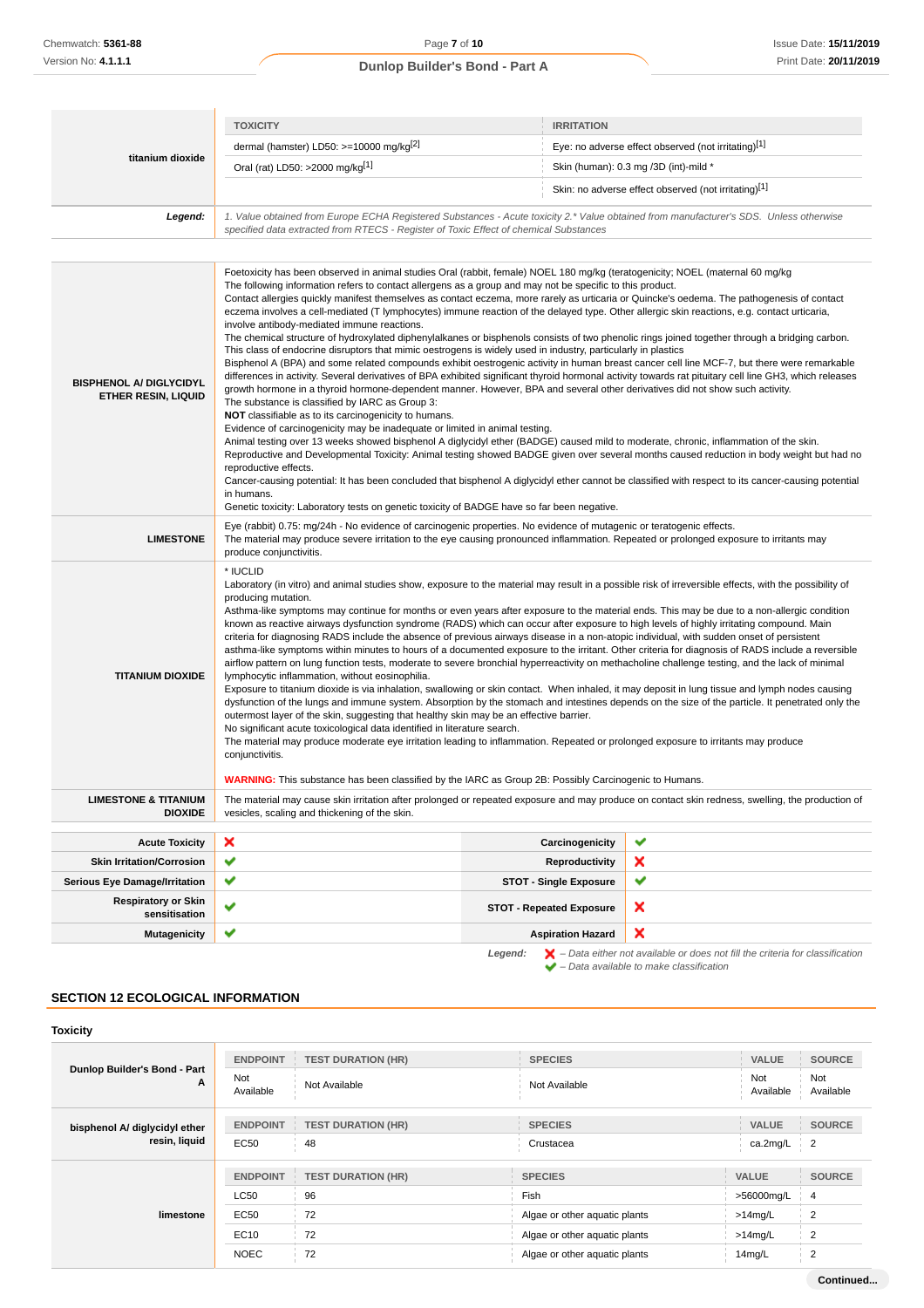| | TOXICITY | IRRITATION |
|---|---|---|
| titanium dioxide | dermal (hamster) LD50: >=10000 mg/kg[2] | Eye: no adverse effect observed (not irritating)[1] |
| | Oral (rat) LD50: >2000 mg/kg[1] | Skin (human): 0.3 mg /3D (int)-mild * |
| | | Skin: no adverse effect observed (not irritating)[1] |
| ***Legend:*** | *1. Value obtained from Europe ECHA Registered Substances - Acute toxicity 2.* Value obtained from manufacturer's SDS. Unless otherwise specified data extracted from RTECS - Register of Toxic Effect of chemical Substances* | |

| | |
|---|---|
| **BISPHENOL A/ DIGLYCIDYL ETHER RESIN, LIQUID** | Foetoxicity has been observed in animal studies Oral (rabbit, female) NOEL 180 mg/kg (teratogenicity; NOEL (maternal 60 mg/kg<br>The following information refers to contact allergens as a group and may not be specific to this product.<br>Contact allergies quickly manifest themselves as contact eczema, more rarely as urticaria or Quincke's oedema. The pathogenesis of contact eczema involves a cell-mediated (T lymphocytes) immune reaction of the delayed type. Other allergic skin reactions, e.g. contact urticaria, involve antibody-mediated immune reactions.<br>The chemical structure of hydroxylated diphenylalkanes or bisphenols consists of two phenolic rings joined together through a bridging carbon. This class of endocrine disruptors that mimic oestrogens is widely used in industry, particularly in plastics<br>Bisphenol A (BPA) and some related compounds exhibit oestrogenic activity in human breast cancer cell line MCF-7, but there were remarkable differences in activity. Several derivatives of BPA exhibited significant thyroid hormonal activity towards rat pituitary cell line GH3, which releases growth hormone in a thyroid hormone-dependent manner. However, BPA and several other derivatives did not show such activity.<br>The substance is classified by IARC as Group 3:<br>**NOT** classifiable as to its carcinogenicity to humans.<br>Evidence of carcinogenicity may be inadequate or limited in animal testing.<br>Animal testing over 13 weeks showed bisphenol A diglycidyl ether (BADGE) caused mild to moderate, chronic, inflammation of the skin.<br>Reproductive and Developmental Toxicity: Animal testing showed BADGE given over several months caused reduction in body weight but had no reproductive effects.<br>Cancer-causing potential: It has been concluded that bisphenol A diglycidyl ether cannot be classified with respect to its cancer-causing potential in humans.<br>Genetic toxicity: Laboratory tests on genetic toxicity of BADGE have so far been negative. |
| **LIMESTONE** | Eye (rabbit) 0.75: mg/24h - No evidence of carcinogenic properties. No evidence of mutagenic or teratogenic effects.<br>The material may produce severe irritation to the eye causing pronounced inflammation. Repeated or prolonged exposure to irritants may produce conjunctivitis. |
| **TITANIUM DIOXIDE** | * IUCLID<br>Laboratory (in vitro) and animal studies show, exposure to the material may result in a possible risk of irreversible effects, with the possibility of producing mutation.<br>Asthma-like symptoms may continue for months or even years after exposure to the material ends. This may be due to a non-allergic condition known as reactive airways dysfunction syndrome (RADS) which can occur after exposure to high levels of highly irritating compound. Main criteria for diagnosing RADS include the absence of previous airways disease in a non-atopic individual, with sudden onset of persistent asthma-like symptoms within minutes to hours of a documented exposure to the irritant. Other criteria for diagnosis of RADS include a reversible airflow pattern on lung function tests, moderate to severe bronchial hyperreactivity on methacholine challenge testing, and the lack of minimal lymphocytic inflammation, without eosinophilia.<br>Exposure to titanium dioxide is via inhalation, swallowing or skin contact. When inhaled, it may deposit in lung tissue and lymph nodes causing dysfunction of the lungs and immune system. Absorption by the stomach and intestines depends on the size of the particle. It penetrated only the outermost layer of the skin, suggesting that healthy skin may be an effective barrier.<br>No significant acute toxicological data identified in literature search.<br>The material may produce moderate eye irritation leading to inflammation. Repeated or prolonged exposure to irritants may produce conjunctivitis.<br><br>**WARNING:** This substance has been classified by the IARC as Group 2B: Possibly Carcinogenic to Humans. |
| **LIMESTONE & TITANIUM DIOXIDE** | The material may cause skin irritation after prolonged or repeated exposure and may produce on contact skin redness, swelling, the production of vesicles, scaling and thickening of the skin. |

| | | | |
|---|---|---|---|
| **Acute Toxicity** | ✗ | **Carcinogenicity** | ✓ |
| **Skin Irritation/Corrosion** | ✓ | **Reproductivity** | ✗ |
| **Serious Eye Damage/Irritation** | ✓ | **STOT - Single Exposure** | ✓ |
| **Respiratory or Skin sensitisation** | ✓ | **STOT - Repeated Exposure** | ✗ |
| **Mutagenicity** | ✓ | **Aspiration Hazard** | ✗ |

***Legend:*** ✗ *– Data either not available or does not fill the criteria for classification*
✓ *– Data available to make classification*

## SECTION 12 ECOLOGICAL INFORMATION

### Toxicity

| | ENDPOINT | TEST DURATION (HR) | SPECIES | VALUE | SOURCE |
|---|---|---|---|---|---|
| **Dunlop Builder's Bond - Part A** | Not Available | Not Available | Not Available | Not Available | Not Available |

| | ENDPOINT | TEST DURATION (HR) | SPECIES | VALUE | SOURCE |
|---|---|---|---|---|---|
| **bisphenol A/ diglycidyl ether resin, liquid** | EC50 | 48 | Crustacea | ca.2mg/L | 2 |

| | ENDPOINT | TEST DURATION (HR) | SPECIES | VALUE | SOURCE |
|---|---|---|---|---|---|
| **limestone** | LC50 | 96 | Fish | >56000mg/L | 4 |
| | EC50 | 72 | Algae or other aquatic plants | >14mg/L | 2 |
| | EC10 | 72 | Algae or other aquatic plants | >14mg/L | 2 |
| | NOEC | 72 | Algae or other aquatic plants | 14mg/L | 2 |

**Continued...**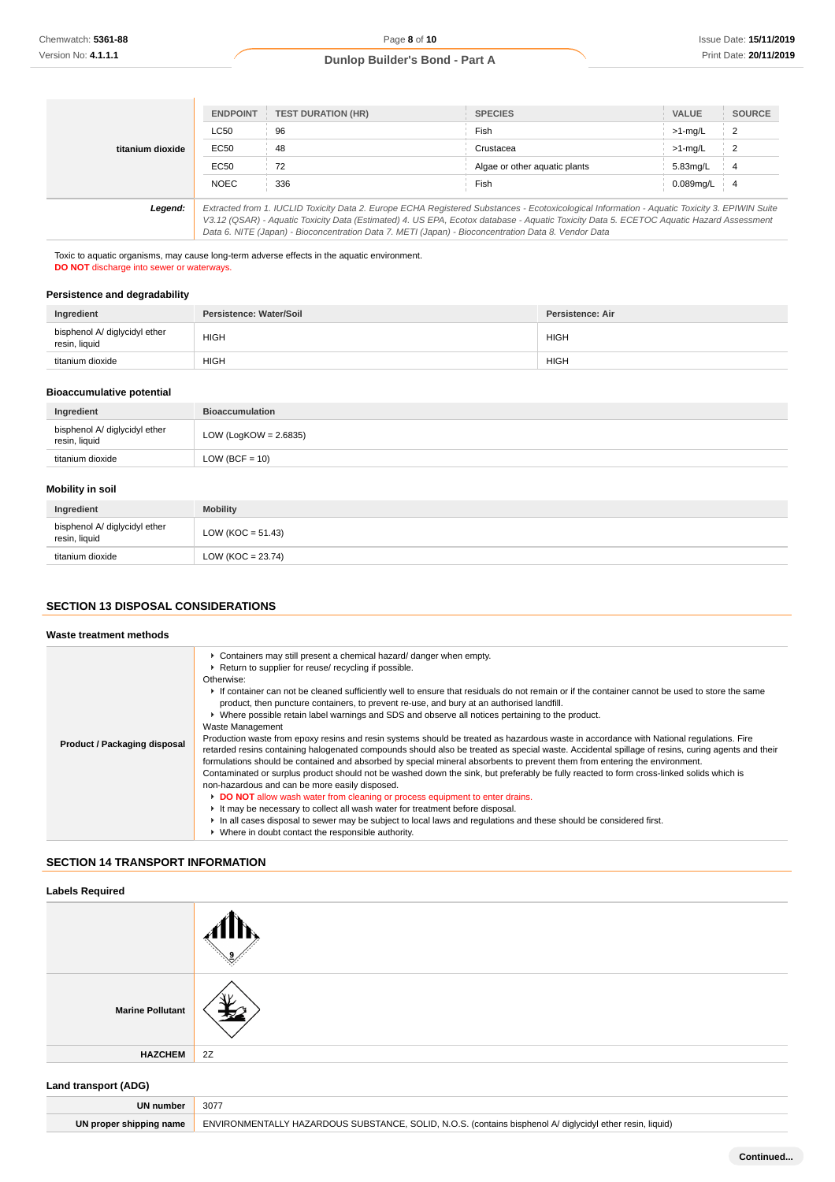| | ENDPOINT | TEST DURATION (HR) | SPECIES | VALUE | SOURCE |
|---|---|---|---|---|---|
| **titanium dioxide** | LC50 | 96 | Fish | >1-mg/L | 2 |
| | EC50 | 48 | Crustacea | >1-mg/L | 2 |
| | EC50 | 72 | Algae or other aquatic plants | 5.83mg/L | 4 |
| | NOEC | 336 | Fish | 0.089mg/L | 4 |
| ***Legend:*** | *Extracted from 1. IUCLID Toxicity Data 2. Europe ECHA Registered Substances - Ecotoxicological Information - Aquatic Toxicity 3. EPIWIN Suite V3.12 (QSAR) - Aquatic Toxicity Data (Estimated) 4. US EPA, Ecotox database - Aquatic Toxicity Data 5. ECETOC Aquatic Hazard Assessment Data 6. NITE (Japan) - Bioconcentration Data 7. METI (Japan) - Bioconcentration Data 8. Vendor Data* | | | | |

Toxic to aquatic organisms, may cause long-term adverse effects in the aquatic environment.
**DO NOT** discharge into sewer or waterways.

### Persistence and degradability

| Ingredient | Persistence: Water/Soil | Persistence: Air |
|---|---|---|
| bisphenol A/ diglycidyl ether resin, liquid | HIGH | HIGH |
| titanium dioxide | HIGH | HIGH |

### Bioaccumulative potential

| Ingredient | Bioaccumulation |
|---|---|
| bisphenol A/ diglycidyl ether resin, liquid | LOW (LogKOW = 2.6835) |
| titanium dioxide | LOW (BCF = 10) |

### Mobility in soil

| Ingredient | Mobility |
|---|---|
| bisphenol A/ diglycidyl ether resin, liquid | LOW (KOC = 51.43) |
| titanium dioxide | LOW (KOC = 23.74) |

## SECTION 13 DISPOSAL CONSIDERATIONS

### Waste treatment methods

**Product / Packaging disposal**

- Containers may still present a chemical hazard/ danger when empty.
- Return to supplier for reuse/ recycling if possible.

Otherwise:

- If container can not be cleaned sufficiently well to ensure that residuals do not remain or if the container cannot be used to store the same product, then puncture containers, to prevent re-use, and bury at an authorised landfill.
- Where possible retain label warnings and SDS and observe all notices pertaining to the product.

Waste Management
Production waste from epoxy resins and resin systems should be treated as hazardous waste in accordance with National regulations. Fire retarded resins containing halogenated compounds should also be treated as special waste. Accidental spillage of resins, curing agents and their formulations should be contained and absorbed by special mineral absorbents to prevent them from entering the environment.
Contaminated or surplus product should not be washed down the sink, but preferably be fully reacted to form cross-linked solids which is non-hazardous and can be more easily disposed.

- **DO NOT** allow wash water from cleaning or process equipment to enter drains.
- It may be necessary to collect all wash water for treatment before disposal.
- In all cases disposal to sewer may be subject to local laws and regulations and these should be considered first.
- Where in doubt contact the responsible authority.

## SECTION 14 TRANSPORT INFORMATION

### Labels Required

| | |
|---|---|
| | 9 |
| **Marine Pollutant** | |
| **HAZCHEM** | 2Z |

### Land transport (ADG)

| | |
|---|---|
| **UN number** | 3077 |
| **UN proper shipping name** | ENVIRONMENTALLY HAZARDOUS SUBSTANCE, SOLID, N.O.S. (contains bisphenol A/ diglycidyl ether resin, liquid) |

Continued...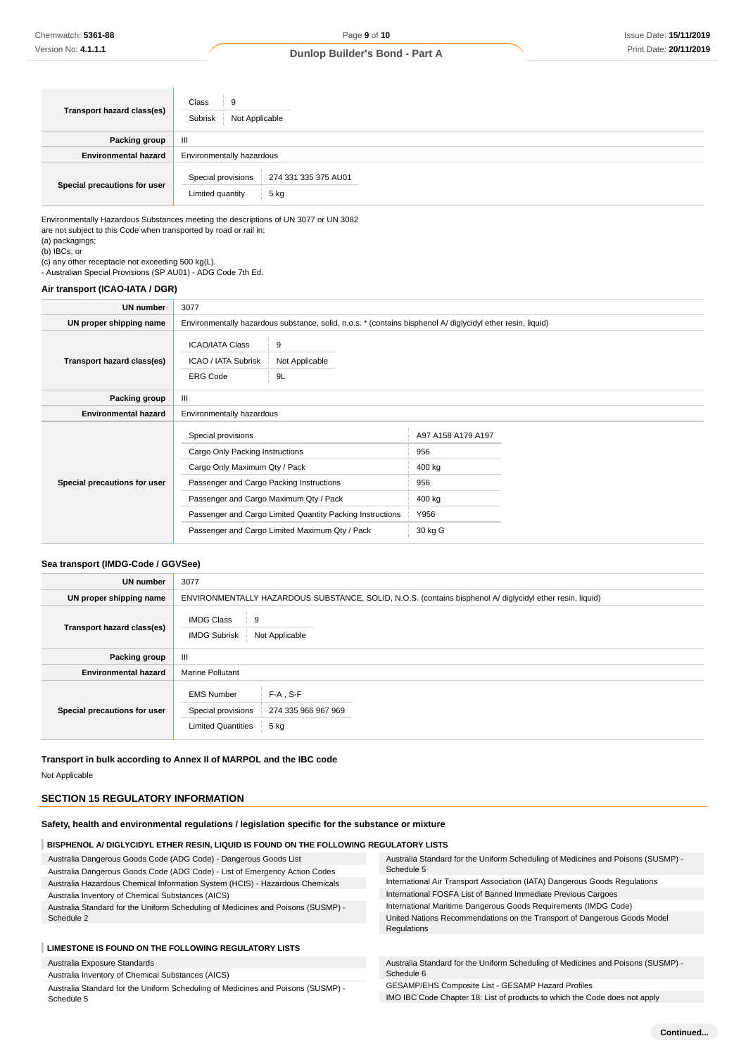| | |
|---|---|
| **Transport hazard class(es)** | Class: 9<br>Subrisk: Not Applicable |
| **Packing group** | III |
| **Environmental hazard** | Environmentally hazardous |
| **Special precautions for user** | Special provisions: 274 331 335 375 AU01<br>Limited quantity: 5 kg |

Environmentally Hazardous Substances meeting the descriptions of UN 3077 or UN 3082
are not subject to this Code when transported by road or rail in;
(a) packagings;
(b) IBCs; or
(c) any other receptacle not exceeding 500 kg(L).
- Australian Special Provisions (SP AU01) - ADG Code 7th Ed.

### Air transport (ICAO-IATA / DGR)

| | |
|---|---|
| **UN number** | 3077 |
| **UN proper shipping name** | Environmentally hazardous substance, solid, n.o.s. * (contains bisphenol A/ diglycidyl ether resin, liquid) |
| **Transport hazard class(es)** | ICAO/IATA Class: 9<br>ICAO / IATA Subrisk: Not Applicable<br>ERG Code: 9L |
| **Packing group** | III |
| **Environmental hazard** | Environmentally hazardous |
| **Special precautions for user** | Special provisions: A97 A158 A179 A197<br>Cargo Only Packing Instructions: 956<br>Cargo Only Maximum Qty / Pack: 400 kg<br>Passenger and Cargo Packing Instructions: 956<br>Passenger and Cargo Maximum Qty / Pack: 400 kg<br>Passenger and Cargo Limited Quantity Packing Instructions: Y956<br>Passenger and Cargo Limited Maximum Qty / Pack: 30 kg G |

### Sea transport (IMDG-Code / GGVSee)

| | |
|---|---|
| **UN number** | 3077 |
| **UN proper shipping name** | ENVIRONMENTALLY HAZARDOUS SUBSTANCE, SOLID, N.O.S. (contains bisphenol A/ diglycidyl ether resin, liquid) |
| **Transport hazard class(es)** | IMDG Class: 9<br>IMDG Subrisk: Not Applicable |
| **Packing group** | III |
| **Environmental hazard** | Marine Pollutant |
| **Special precautions for user** | EMS Number: F-A , S-F<br>Special provisions: 274 335 966 967 969<br>Limited Quantities: 5 kg |

### Transport in bulk according to Annex II of MARPOL and the IBC code

Not Applicable

## SECTION 15 REGULATORY INFORMATION

### Safety, health and environmental regulations / legislation specific for the substance or mixture

**BISPHENOL A/ DIGLYCIDYL ETHER RESIN, LIQUID IS FOUND ON THE FOLLOWING REGULATORY LISTS**

- Australia Dangerous Goods Code (ADG Code) - Dangerous Goods List
- Australia Dangerous Goods Code (ADG Code) - List of Emergency Action Codes
- Australia Hazardous Chemical Information System (HCIS) - Hazardous Chemicals
- Australia Inventory of Chemical Substances (AICS)
- Australia Standard for the Uniform Scheduling of Medicines and Poisons (SUSMP) - Schedule 2
- Australia Standard for the Uniform Scheduling of Medicines and Poisons (SUSMP) - Schedule 5
- International Air Transport Association (IATA) Dangerous Goods Regulations
- International FOSFA List of Banned Immediate Previous Cargoes
- International Maritime Dangerous Goods Requirements (IMDG Code)
- United Nations Recommendations on the Transport of Dangerous Goods Model Regulations

**LIMESTONE IS FOUND ON THE FOLLOWING REGULATORY LISTS**

- Australia Exposure Standards
- Australia Inventory of Chemical Substances (AICS)
- Australia Standard for the Uniform Scheduling of Medicines and Poisons (SUSMP) - Schedule 5
- Australia Standard for the Uniform Scheduling of Medicines and Poisons (SUSMP) - Schedule 6
- GESAMP/EHS Composite List - GESAMP Hazard Profiles
- IMO IBC Code Chapter 18: List of products to which the Code does not apply

**Continued...**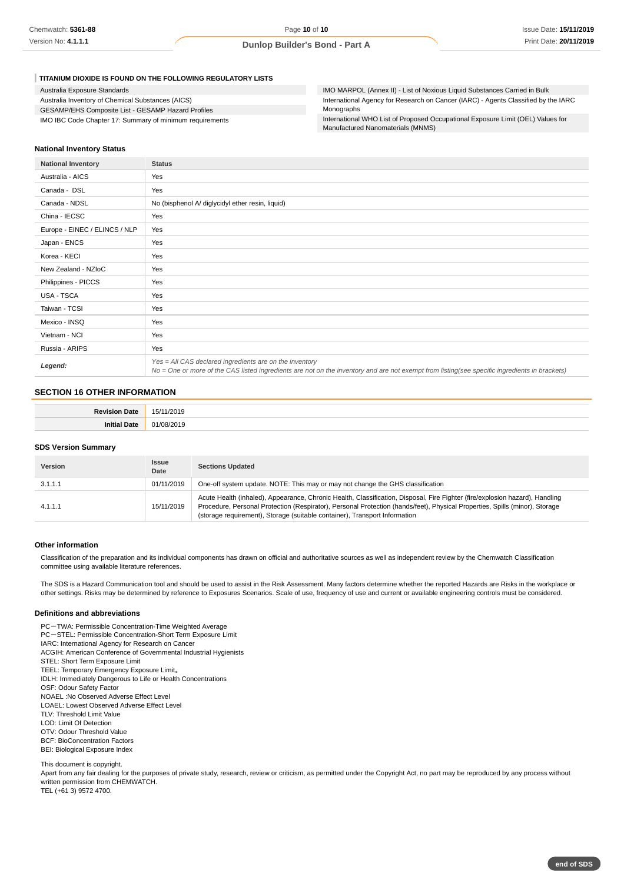**TITANIUM DIOXIDE IS FOUND ON THE FOLLOWING REGULATORY LISTS**

| | |
|---|---|
| Australia Exposure Standards | IMO MARPOL (Annex II) - List of Noxious Liquid Substances Carried in Bulk |
| Australia Inventory of Chemical Substances (AICS) | International Agency for Research on Cancer (IARC) - Agents Classified by the IARC Monographs |
| GESAMP/EHS Composite List - GESAMP Hazard Profiles | International WHO List of Proposed Occupational Exposure Limit (OEL) Values for Manufactured Nanomaterials (MNMS) |
| IMO IBC Code Chapter 17: Summary of minimum requirements | |

### National Inventory Status

| National Inventory | Status |
|---|---|
| Australia - AICS | Yes |
| Canada - DSL | Yes |
| Canada - NDSL | No (bisphenol A/ diglycidyl ether resin, liquid) |
| China - IECSC | Yes |
| Europe - EINEC / ELINCS / NLP | Yes |
| Japan - ENCS | Yes |
| Korea - KECI | Yes |
| New Zealand - NZIoC | Yes |
| Philippines - PICCS | Yes |
| USA - TSCA | Yes |
| Taiwan - TCSI | Yes |
| Mexico - INSQ | Yes |
| Vietnam - NCI | Yes |
| Russia - ARIPS | Yes |
| ***Legend:*** | *Yes = All CAS declared ingredients are on the inventory*<br>*No = One or more of the CAS listed ingredients are not on the inventory and are not exempt from listing(see specific ingredients in brackets)* |

## SECTION 16 OTHER INFORMATION

| | |
|---|---|
| **Revision Date** | 15/11/2019 |
| **Initial Date** | 01/08/2019 |

### SDS Version Summary

| Version | Issue Date | Sections Updated |
|---|---|---|
| 3.1.1.1 | 01/11/2019 | One-off system update. NOTE: This may or may not change the GHS classification |
| 4.1.1.1 | 15/11/2019 | Acute Health (inhaled), Appearance, Chronic Health, Classification, Disposal, Fire Fighter (fire/explosion hazard), Handling Procedure, Personal Protection (Respirator), Personal Protection (hands/feet), Physical Properties, Spills (minor), Storage (storage requirement), Storage (suitable container), Transport Information |

### Other information

Classification of the preparation and its individual components has drawn on official and authoritative sources as well as independent review by the Chemwatch Classification committee using available literature references.

The SDS is a Hazard Communication tool and should be used to assist in the Risk Assessment. Many factors determine whether the reported Hazards are Risks in the workplace or other settings. Risks may be determined by reference to Exposures Scenarios. Scale of use, frequency of use and current or available engineering controls must be considered.

### Definitions and abbreviations

PC－TWA: Permissible Concentration-Time Weighted Average
PC－STEL: Permissible Concentration-Short Term Exposure Limit
IARC: International Agency for Research on Cancer
ACGIH: American Conference of Governmental Industrial Hygienists
STEL: Short Term Exposure Limit
TEEL: Temporary Emergency Exposure Limit。
IDLH: Immediately Dangerous to Life or Health Concentrations
OSF: Odour Safety Factor
NOAEL :No Observed Adverse Effect Level
LOAEL: Lowest Observed Adverse Effect Level
TLV: Threshold Limit Value
LOD: Limit Of Detection
OTV: Odour Threshold Value
BCF: BioConcentration Factors
BEI: Biological Exposure Index

This document is copyright.
Apart from any fair dealing for the purposes of private study, research, review or criticism, as permitted under the Copyright Act, no part may be reproduced by any process without written permission from CHEMWATCH.
TEL (+61 3) 9572 4700.

**end of SDS**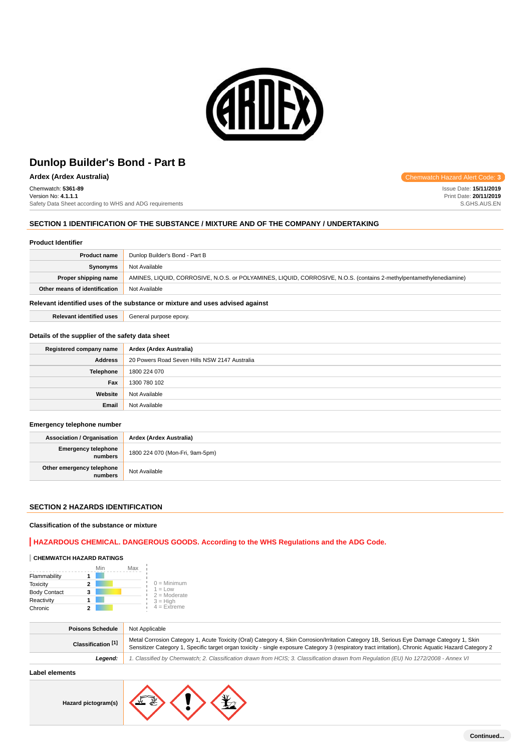# Dunlop Builder's Bond - Part B

**Ardex (Ardex Australia)**

Chemwatch Hazard Alert Code: **3**

Chemwatch: **5361-89**
Version No: **4.1.1.1**
Safety Data Sheet according to WHS and ADG requirements

Issue Date: **15/11/2019**
Print Date: **20/11/2019**
S.GHS.AUS.EN

## SECTION 1 IDENTIFICATION OF THE SUBSTANCE / MIXTURE AND OF THE COMPANY / UNDERTAKING

### Product Identifier

| | |
|---|---|
| **Product name** | Dunlop Builder's Bond - Part B |
| **Synonyms** | Not Available |
| **Proper shipping name** | AMINES, LIQUID, CORROSIVE, N.O.S. or POLYAMINES, LIQUID, CORROSIVE, N.O.S. (contains 2-methylpentamethylenediamine) |
| **Other means of identification** | Not Available |

### Relevant identified uses of the substance or mixture and uses advised against

| | |
|---|---|
| **Relevant identified uses** | General purpose epoxy. |

### Details of the supplier of the safety data sheet

| | |
|---|---|
| **Registered company name** | **Ardex (Ardex Australia)** |
| **Address** | 20 Powers Road Seven Hills NSW 2147 Australia |
| **Telephone** | 1800 224 070 |
| **Fax** | 1300 780 102 |
| **Website** | Not Available |
| **Email** | Not Available |

### Emergency telephone number

| | |
|---|---|
| **Association / Organisation** | **Ardex (Ardex Australia)** |
| **Emergency telephone numbers** | 1800 224 070 (Mon-Fri, 9am-5pm) |
| **Other emergency telephone numbers** | Not Available |

## SECTION 2 HAZARDS IDENTIFICATION

### Classification of the substance or mixture

**HAZARDOUS CHEMICAL. DANGEROUS GOODS. According to the WHS Regulations and the ADG Code.**

**CHEMWATCH HAZARD RATINGS**

| | Rating |
|---|---|
| Flammability | 1 |
| Toxicity | 2 |
| Body Contact | 3 |
| Reactivity | 1 |
| Chronic | 2 |

0 = Minimum
1 = Low
2 = Moderate
3 = High
4 = Extreme

| | |
|---|---|
| **Poisons Schedule** | Not Applicable |
| **Classification [1]** | Metal Corrosion Category 1, Acute Toxicity (Oral) Category 4, Skin Corrosion/Irritation Category 1B, Serious Eye Damage Category 1, Skin Sensitizer Category 1, Specific target organ toxicity - single exposure Category 3 (respiratory tract irritation), Chronic Aquatic Hazard Category 2 |
| ***Legend:*** | *1. Classified by Chemwatch; 2. Classification drawn from HCIS; 3. Classification drawn from Regulation (EU) No 1272/2008 - Annex VI* |

### Label elements

| | |
|---|---|
| **Hazard pictogram(s)** | |

**Continued...**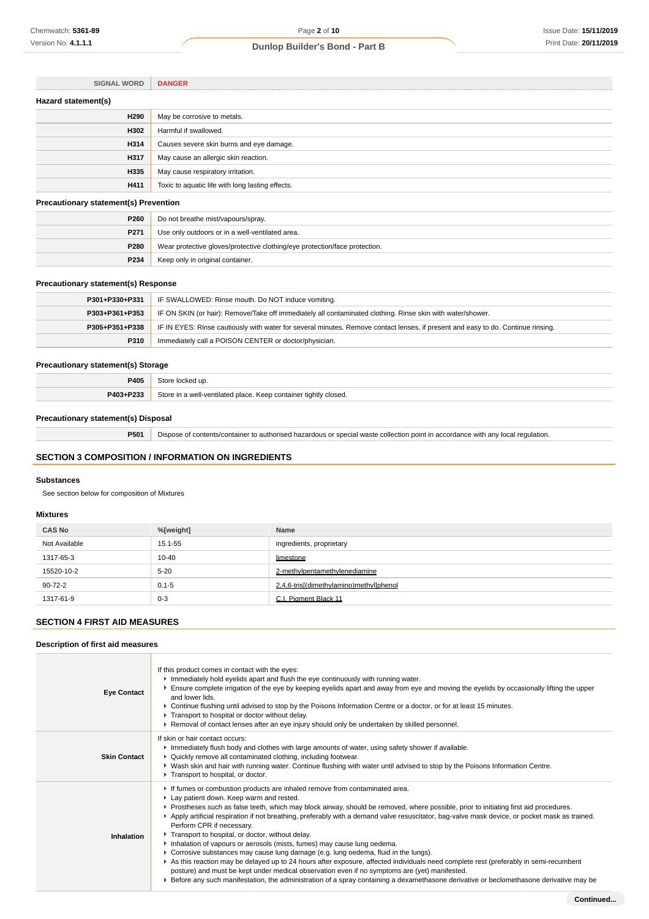| SIGNAL WORD | DANGER |
| --- | --- |

### Hazard statement(s)

| | |
| --- | --- |
| H290 | May be corrosive to metals. |
| H302 | Harmful if swallowed. |
| H314 | Causes severe skin burns and eye damage. |
| H317 | May cause an allergic skin reaction. |
| H335 | May cause respiratory irritation. |
| H411 | Toxic to aquatic life with long lasting effects. |

### Precautionary statement(s) Prevention

| | |
| --- | --- |
| P260 | Do not breathe mist/vapours/spray. |
| P271 | Use only outdoors or in a well-ventilated area. |
| P280 | Wear protective gloves/protective clothing/eye protection/face protection. |
| P234 | Keep only in original container. |

### Precautionary statement(s) Response

| | |
| --- | --- |
| P301+P330+P331 | IF SWALLOWED: Rinse mouth. Do NOT induce vomiting. |
| P303+P361+P353 | IF ON SKIN (or hair): Remove/Take off immediately all contaminated clothing. Rinse skin with water/shower. |
| P305+P351+P338 | IF IN EYES: Rinse cautiously with water for several minutes. Remove contact lenses, if present and easy to do. Continue rinsing. |
| P310 | Immediately call a POISON CENTER or doctor/physician. |

### Precautionary statement(s) Storage

| | |
| --- | --- |
| P405 | Store locked up. |
| P403+P233 | Store in a well-ventilated place. Keep container tightly closed. |

### Precautionary statement(s) Disposal

| | |
| --- | --- |
| P501 | Dispose of contents/container to authorised hazardous or special waste collection point in accordance with any local regulation. |

## SECTION 3 COMPOSITION / INFORMATION ON INGREDIENTS

### Substances

See section below for composition of Mixtures

### Mixtures

| CAS No | %[weight] | Name |
| --- | --- | --- |
| Not Available | 15.1-55 | ingredients, proprietary |
| 1317-65-3 | 10-40 | limestone |
| 15520-10-2 | 5-20 | 2-methylpentamethylenediamine |
| 90-72-2 | 0.1-5 | 2,4,6-tris[(dimethylamino)methyl]phenol |
| 1317-61-9 | 0-3 | C.I. Pigment Black 11 |

## SECTION 4 FIRST AID MEASURES

### Description of first aid measures

| | |
| --- | --- |
| Eye Contact | If this product comes in contact with the eyes:<br>▸ Immediately hold eyelids apart and flush the eye continuously with running water.<br>▸ Ensure complete irrigation of the eye by keeping eyelids apart and away from eye and moving the eyelids by occasionally lifting the upper and lower lids.<br>▸ Continue flushing until advised to stop by the Poisons Information Centre or a doctor, or for at least 15 minutes.<br>▸ Transport to hospital or doctor without delay.<br>▸ Removal of contact lenses after an eye injury should only be undertaken by skilled personnel. |
| Skin Contact | If skin or hair contact occurs:<br>▸ Immediately flush body and clothes with large amounts of water, using safety shower if available.<br>▸ Quickly remove all contaminated clothing, including footwear.<br>▸ Wash skin and hair with running water. Continue flushing with water until advised to stop by the Poisons Information Centre.<br>▸ Transport to hospital, or doctor. |
| Inhalation | ▸ If fumes or combustion products are inhaled remove from contaminated area.<br>▸ Lay patient down. Keep warm and rested.<br>▸ Prostheses such as false teeth, which may block airway, should be removed, where possible, prior to initiating first aid procedures.<br>▸ Apply artificial respiration if not breathing, preferably with a demand valve resuscitator, bag-valve mask device, or pocket mask as trained. Perform CPR if necessary.<br>▸ Transport to hospital, or doctor, without delay.<br>▸ Inhalation of vapours or aerosols (mists, fumes) may cause lung oedema.<br>▸ Corrosive substances may cause lung damage (e.g. lung oedema, fluid in the lungs).<br>▸ As this reaction may be delayed up to 24 hours after exposure, affected individuals need complete rest (preferably in semi-recumbent posture) and must be kept under medical observation even if no symptoms are (yet) manifested.<br>▸ Before any such manifestation, the administration of a spray containing a dexamethasone derivative or beclomethasone derivative may be |

Continued...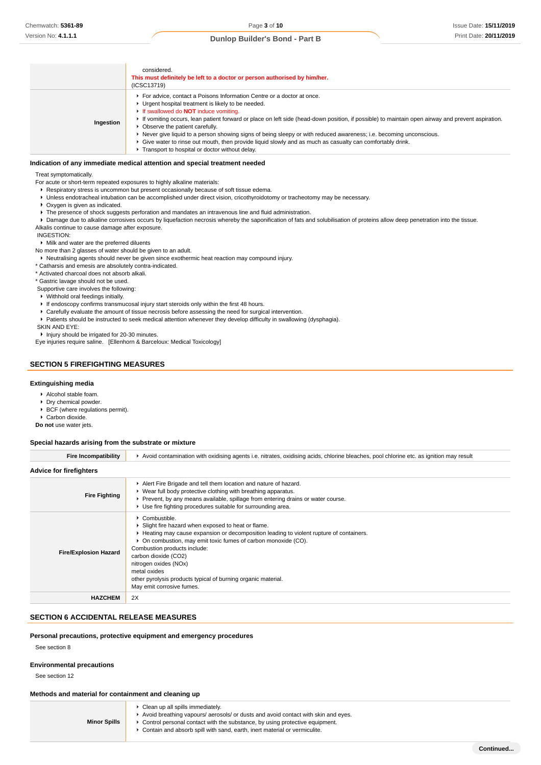| | |
|---|---|
| | considered.<br>**This must definitely be left to a doctor or person authorised by him/her.**<br>(ICSC13719) |
| **Ingestion** | ▸ For advice, contact a Poisons Information Centre or a doctor at once.<br>▸ Urgent hospital treatment is likely to be needed.<br>▸ If swallowed do **NOT** induce vomiting.<br>▸ If vomiting occurs, lean patient forward or place on left side (head-down position, if possible) to maintain open airway and prevent aspiration.<br>▸ Observe the patient carefully.<br>▸ Never give liquid to a person showing signs of being sleepy or with reduced awareness; i.e. becoming unconscious.<br>▸ Give water to rinse out mouth, then provide liquid slowly and as much as casualty can comfortably drink.<br>▸ Transport to hospital or doctor without delay. |

### Indication of any immediate medical attention and special treatment needed

Treat symptomatically.
For acute or short-term repeated exposures to highly alkaline materials:

- Respiratory stress is uncommon but present occasionally because of soft tissue edema.
- Unless endotracheal intubation can be accomplished under direct vision, cricothyroidotomy or tracheotomy may be necessary.
- Oxygen is given as indicated.
- The presence of shock suggests perforation and mandates an intravenous line and fluid administration.
- Damage due to alkaline corrosives occurs by liquefaction necrosis whereby the saponification of fats and solubilisation of proteins allow deep penetration into the tissue.

Alkalis continue to cause damage after exposure.

INGESTION:

- Milk and water are the preferred diluents

No more than 2 glasses of water should be given to an adult.

- Neutralising agents should never be given since exothermic heat reaction may compound injury.

* Catharsis and emesis are absolutely contra-indicated.
* Activated charcoal does not absorb alkali.
* Gastric lavage should not be used.

Supportive care involves the following:

- Withhold oral feedings initially.
- If endoscopy confirms transmucosal injury start steroids only within the first 48 hours.
- Carefully evaluate the amount of tissue necrosis before assessing the need for surgical intervention.
- Patients should be instructed to seek medical attention whenever they develop difficulty in swallowing (dysphagia).

SKIN AND EYE:

- Injury should be irrigated for 20-30 minutes.

Eye injuries require saline. [Ellenhorn & Barceloux: Medical Toxicology]

## SECTION 5 FIREFIGHTING MEASURES

### Extinguishing media

- Alcohol stable foam.
- Dry chemical powder.
- BCF (where regulations permit).
- Carbon dioxide.

**Do not** use water jets.

### Special hazards arising from the substrate or mixture

| | |
|---|---|
| **Fire Incompatibility** | ▸ Avoid contamination with oxidising agents i.e. nitrates, oxidising acids, chlorine bleaches, pool chlorine etc. as ignition may result |

### Advice for firefighters

| | |
|---|---|
| **Fire Fighting** | ▸ Alert Fire Brigade and tell them location and nature of hazard.<br>▸ Wear full body protective clothing with breathing apparatus.<br>▸ Prevent, by any means available, spillage from entering drains or water course.<br>▸ Use fire fighting procedures suitable for surrounding area. |
| **Fire/Explosion Hazard** | ▸ Combustible.<br>▸ Slight fire hazard when exposed to heat or flame.<br>▸ Heating may cause expansion or decomposition leading to violent rupture of containers.<br>▸ On combustion, may emit toxic fumes of carbon monoxide (CO).<br>Combustion products include:<br>carbon dioxide ($CO_2$)<br>nitrogen oxides ($NO_x$)<br>metal oxides<br>other pyrolysis products typical of burning organic material.<br>May emit corrosive fumes. |
| **HAZCHEM** | 2X |

## SECTION 6 ACCIDENTAL RELEASE MEASURES

### Personal precautions, protective equipment and emergency procedures

See section 8

### Environmental precautions

See section 12

### Methods and material for containment and cleaning up

| | |
|---|---|
| **Minor Spills** | ▸ Clean up all spills immediately.<br>▸ Avoid breathing vapours/ aerosols/ or dusts and avoid contact with skin and eyes.<br>▸ Control personal contact with the substance, by using protective equipment.<br>▸ Contain and absorb spill with sand, earth, inert material or vermiculite. |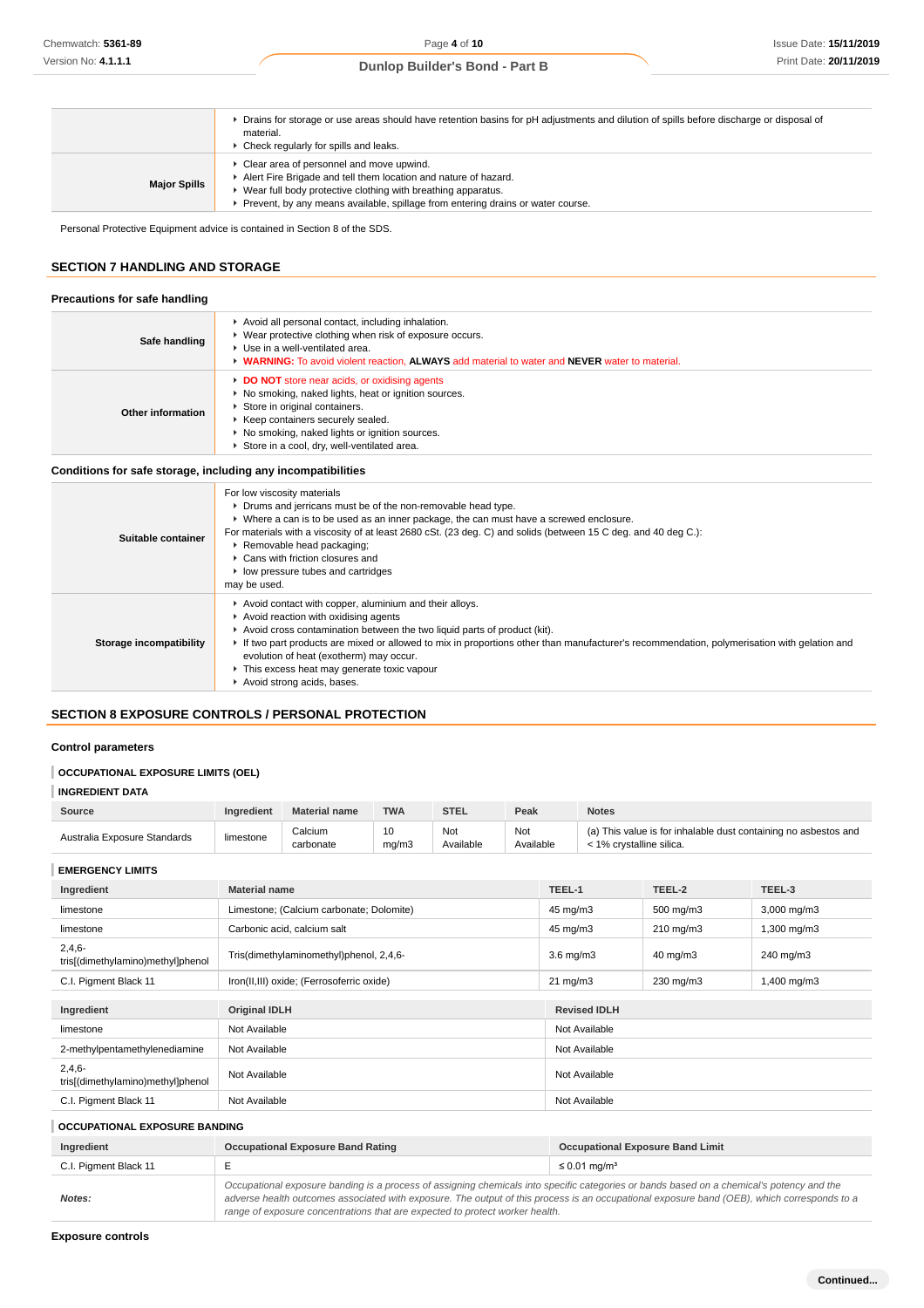| | |
|---|---|
| | ▸ Drains for storage or use areas should have retention basins for pH adjustments and dilution of spills before discharge or disposal of material.<br>▸ Check regularly for spills and leaks. |
| **Major Spills** | ▸ Clear area of personnel and move upwind.<br>▸ Alert Fire Brigade and tell them location and nature of hazard.<br>▸ Wear full body protective clothing with breathing apparatus.<br>▸ Prevent, by any means available, spillage from entering drains or water course. |

Personal Protective Equipment advice is contained in Section 8 of the SDS.

## SECTION 7 HANDLING AND STORAGE

### Precautions for safe handling

| | |
|---|---|
| **Safe handling** | ▸ Avoid all personal contact, including inhalation.<br>▸ Wear protective clothing when risk of exposure occurs.<br>▸ Use in a well-ventilated area.<br>▸ **WARNING:** To avoid violent reaction, **ALWAYS** add material to water and **NEVER** water to material. |
| **Other information** | ▸ **DO NOT** store near acids, or oxidising agents<br>▸ No smoking, naked lights, heat or ignition sources.<br>▸ Store in original containers.<br>▸ Keep containers securely sealed.<br>▸ No smoking, naked lights or ignition sources.<br>▸ Store in a cool, dry, well-ventilated area. |

### Conditions for safe storage, including any incompatibilities

| | |
|---|---|
| **Suitable container** | For low viscosity materials<br>▸ Drums and jerricans must be of the non-removable head type.<br>▸ Where a can is to be used as an inner package, the can must have a screwed enclosure.<br>For materials with a viscosity of at least 2680 cSt. (23 deg. C) and solids (between 15 C deg. and 40 deg C.):<br>▸ Removable head packaging;<br>▸ Cans with friction closures and<br>▸ low pressure tubes and cartridges<br>may be used. |
| **Storage incompatibility** | ▸ Avoid contact with copper, aluminium and their alloys.<br>▸ Avoid reaction with oxidising agents<br>▸ Avoid cross contamination between the two liquid parts of product (kit).<br>▸ If two part products are mixed or allowed to mix in proportions other than manufacturer's recommendation, polymerisation with gelation and evolution of heat (exotherm) may occur.<br>▸ This excess heat may generate toxic vapour<br>▸ Avoid strong acids, bases. |

## SECTION 8 EXPOSURE CONTROLS / PERSONAL PROTECTION

### Control parameters

#### OCCUPATIONAL EXPOSURE LIMITS (OEL)

#### INGREDIENT DATA

| Source | Ingredient | Material name | TWA | STEL | Peak | Notes |
|---|---|---|---|---|---|---|
| Australia Exposure Standards | limestone | Calcium carbonate | 10 mg/m3 | Not Available | Not Available | (a) This value is for inhalable dust containing no asbestos and < 1% crystalline silica. |

#### EMERGENCY LIMITS

| Ingredient | Material name | TEEL-1 | TEEL-2 | TEEL-3 |
|---|---|---|---|---|
| limestone | Limestone; (Calcium carbonate; Dolomite) | 45 mg/m3 | 500 mg/m3 | 3,000 mg/m3 |
| limestone | Carbonic acid, calcium salt | 45 mg/m3 | 210 mg/m3 | 1,300 mg/m3 |
| 2,4,6-tris[(dimethylamino)methyl]phenol | Tris(dimethylaminomethyl)phenol, 2,4,6- | 3.6 mg/m3 | 40 mg/m3 | 240 mg/m3 |
| C.I. Pigment Black 11 | Iron(II,III) oxide; (Ferrosoferric oxide) | 21 mg/m3 | 230 mg/m3 | 1,400 mg/m3 |

| Ingredient | Original IDLH | Revised IDLH |
|---|---|---|
| limestone | Not Available | Not Available |
| 2-methylpentamethylenediamine | Not Available | Not Available |
| 2,4,6-tris[(dimethylamino)methyl]phenol | Not Available | Not Available |
| C.I. Pigment Black 11 | Not Available | Not Available |

#### OCCUPATIONAL EXPOSURE BANDING

| Ingredient | Occupational Exposure Band Rating | Occupational Exposure Band Limit |
|---|---|---|
| C.I. Pigment Black 11 | E | ≤ 0.01 mg/m³ |
| ***Notes:*** | *Occupational exposure banding is a process of assigning chemicals into specific categories or bands based on a chemical's potency and the adverse health outcomes associated with exposure. The output of this process is an occupational exposure band (OEB), which corresponds to a range of exposure concentrations that are expected to protect worker health.* | |

### Exposure controls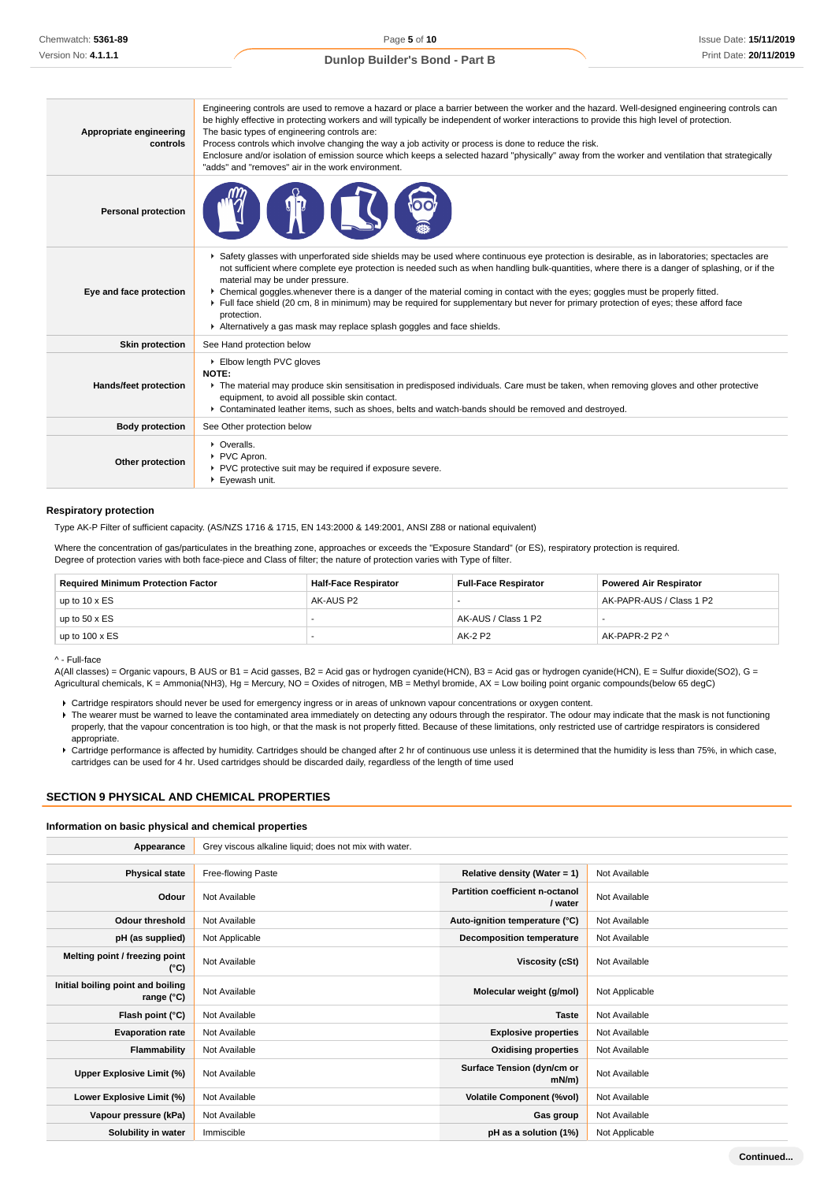| | |
|---|---|
| **Appropriate engineering controls** | Engineering controls are used to remove a hazard or place a barrier between the worker and the hazard. Well-designed engineering controls can be highly effective in protecting workers and will typically be independent of worker interactions to provide this high level of protection. The basic types of engineering controls are: Process controls which involve changing the way a job activity or process is done to reduce the risk. Enclosure and/or isolation of emission source which keeps a selected hazard "physically" away from the worker and ventilation that strategically "adds" and "removes" air in the work environment. |
| **Personal protection** | |
| **Eye and face protection** | ▸ Safety glasses with unperforated side shields may be used where continuous eye protection is desirable, as in laboratories; spectacles are not sufficient where complete eye protection is needed such as when handling bulk-quantities, where there is a danger of splashing, or if the material may be under pressure. ▸ Chemical goggles.whenever there is a danger of the material coming in contact with the eyes; goggles must be properly fitted. ▸ Full face shield (20 cm, 8 in minimum) may be required for supplementary but never for primary protection of eyes; these afford face protection. ▸ Alternatively a gas mask may replace splash goggles and face shields. |
| **Skin protection** | See Hand protection below |
| **Hands/feet protection** | ▸ Elbow length PVC gloves **NOTE:** ▸ The material may produce skin sensitisation in predisposed individuals. Care must be taken, when removing gloves and other protective equipment, to avoid all possible skin contact. ▸ Contaminated leather items, such as shoes, belts and watch-bands should be removed and destroyed. |
| **Body protection** | See Other protection below |
| **Other protection** | ▸ Overalls. ▸ PVC Apron. ▸ PVC protective suit may be required if exposure severe. ▸ Eyewash unit. |

### Respiratory protection

Type AK-P Filter of sufficient capacity. (AS/NZS 1716 & 1715, EN 143:2000 & 149:2001, ANSI Z88 or national equivalent)

Where the concentration of gas/particulates in the breathing zone, approaches or exceeds the "Exposure Standard" (or ES), respiratory protection is required.
Degree of protection varies with both face-piece and Class of filter; the nature of protection varies with Type of filter.

| Required Minimum Protection Factor | Half-Face Respirator | Full-Face Respirator | Powered Air Respirator |
|---|---|---|---|
| up to 10 x ES | AK-AUS P2 | - | AK-PAPR-AUS / Class 1 P2 |
| up to 50 x ES | - | AK-AUS / Class 1 P2 | - |
| up to 100 x ES | - | AK-2 P2 | AK-PAPR-2 P2 ^ |

^ - Full-face

A(All classes) = Organic vapours, B AUS or B1 = Acid gasses, B2 = Acid gas or hydrogen cyanide(HCN), B3 = Acid gas or hydrogen cyanide(HCN), E = Sulfur dioxide(SO2), G = Agricultural chemicals, K = Ammonia(NH3), Hg = Mercury, NO = Oxides of nitrogen, MB = Methyl bromide, AX = Low boiling point organic compounds(below 65 degC)

- Cartridge respirators should never be used for emergency ingress or in areas of unknown vapour concentrations or oxygen content.
- The wearer must be warned to leave the contaminated area immediately on detecting any odours through the respirator. The odour may indicate that the mask is not functioning properly, that the vapour concentration is too high, or that the mask is not properly fitted. Because of these limitations, only restricted use of cartridge respirators is considered appropriate.
- Cartridge performance is affected by humidity. Cartridges should be changed after 2 hr of continuous use unless it is determined that the humidity is less than 75%, in which case, cartridges can be used for 4 hr. Used cartridges should be discarded daily, regardless of the length of time used

## SECTION 9 PHYSICAL AND CHEMICAL PROPERTIES

### Information on basic physical and chemical properties

| | | | |
|---|---|---|---|
| **Appearance** | Grey viscous alkaline liquid; does not mix with water. | | |
| **Physical state** | Free-flowing Paste | **Relative density (Water = 1)** | Not Available |
| **Odour** | Not Available | **Partition coefficient n-octanol / water** | Not Available |
| **Odour threshold** | Not Available | **Auto-ignition temperature (°C)** | Not Available |
| **pH (as supplied)** | Not Applicable | **Decomposition temperature** | Not Available |
| **Melting point / freezing point (°C)** | Not Available | **Viscosity (cSt)** | Not Available |
| **Initial boiling point and boiling range (°C)** | Not Available | **Molecular weight (g/mol)** | Not Applicable |
| **Flash point (°C)** | Not Available | **Taste** | Not Available |
| **Evaporation rate** | Not Available | **Explosive properties** | Not Available |
| **Flammability** | Not Available | **Oxidising properties** | Not Available |
| **Upper Explosive Limit (%)** | Not Available | **Surface Tension (dyn/cm or mN/m)** | Not Available |
| **Lower Explosive Limit (%)** | Not Available | **Volatile Component (%vol)** | Not Available |
| **Vapour pressure (kPa)** | Not Available | **Gas group** | Not Available |
| **Solubility in water** | Immiscible | **pH as a solution (1%)** | Not Applicable |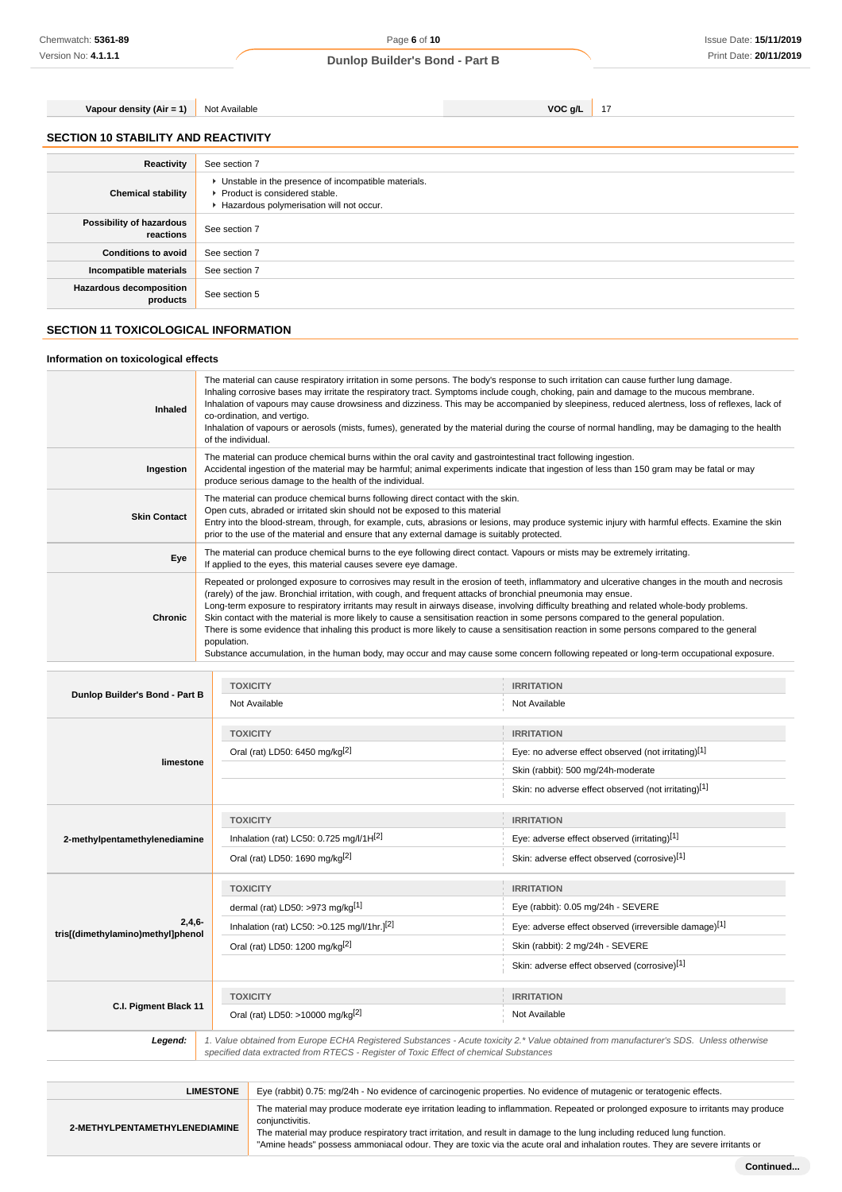| Vapour density (Air = 1) | Not Available | VOC g/L | 17 |
|---|---|---|---|

## SECTION 10 STABILITY AND REACTIVITY

| | |
|---|---|
| Reactivity | See section 7 |
| Chemical stability | ▸ Unstable in the presence of incompatible materials.<br>▸ Product is considered stable.<br>▸ Hazardous polymerisation will not occur. |
| Possibility of hazardous reactions | See section 7 |
| Conditions to avoid | See section 7 |
| Incompatible materials | See section 7 |
| Hazardous decomposition products | See section 5 |

## SECTION 11 TOXICOLOGICAL INFORMATION

### Information on toxicological effects

| | |
|---|---|
| Inhaled | The material can cause respiratory irritation in some persons. The body's response to such irritation can cause further lung damage.<br>Inhaling corrosive bases may irritate the respiratory tract. Symptoms include cough, choking, pain and damage to the mucous membrane.<br>Inhalation of vapours may cause drowsiness and dizziness. This may be accompanied by sleepiness, reduced alertness, loss of reflexes, lack of co-ordination, and vertigo.<br>Inhalation of vapours or aerosols (mists, fumes), generated by the material during the course of normal handling, may be damaging to the health of the individual. |
| Ingestion | The material can produce chemical burns within the oral cavity and gastrointestinal tract following ingestion.<br>Accidental ingestion of the material may be harmful; animal experiments indicate that ingestion of less than 150 gram may be fatal or may produce serious damage to the health of the individual. |
| Skin Contact | The material can produce chemical burns following direct contact with the skin.<br>Open cuts, abraded or irritated skin should not be exposed to this material<br>Entry into the blood-stream, through, for example, cuts, abrasions or lesions, may produce systemic injury with harmful effects. Examine the skin prior to the use of the material and ensure that any external damage is suitably protected. |
| Eye | The material can produce chemical burns to the eye following direct contact. Vapours or mists may be extremely irritating.<br>If applied to the eyes, this material causes severe eye damage. |
| Chronic | Repeated or prolonged exposure to corrosives may result in the erosion of teeth, inflammatory and ulcerative changes in the mouth and necrosis (rarely) of the jaw. Bronchial irritation, with cough, and frequent attacks of bronchial pneumonia may ensue.<br>Long-term exposure to respiratory irritants may result in airways disease, involving difficulty breathing and related whole-body problems.<br>Skin contact with the material is more likely to cause a sensitisation reaction in some persons compared to the general population.<br>There is some evidence that inhaling this product is more likely to cause a sensitisation reaction in some persons compared to the general population.<br>Substance accumulation, in the human body, may occur and may cause some concern following repeated or long-term occupational exposure. |

| | TOXICITY | IRRITATION |
|---|---|---|
| Dunlop Builder's Bond - Part B | Not Available | Not Available |
| limestone | Oral (rat) LD50: 6450 mg/kg[2] | Eye: no adverse effect observed (not irritating)[1] |
| | | Skin (rabbit): 500 mg/24h-moderate |
| | | Skin: no adverse effect observed (not irritating)[1] |
| 2-methylpentamethylenediamine | Inhalation (rat) LC50: 0.725 mg/l/1H[2] | Eye: adverse effect observed (irritating)[1] |
| | Oral (rat) LD50: 1690 mg/kg[2] | Skin: adverse effect observed (corrosive)[1] |
| 2,4,6-tris[(dimethylamino)methyl]phenol | dermal (rat) LD50: >973 mg/kg[1] | Eye (rabbit): 0.05 mg/24h - SEVERE |
| | Inhalation (rat) LC50: >0.125 mg/l/1hr.[2] | Eye: adverse effect observed (irreversible damage)[1] |
| | Oral (rat) LD50: 1200 mg/kg[2] | Skin (rabbit): 2 mg/24h - SEVERE |
| | | Skin: adverse effect observed (corrosive)[1] |
| C.I. Pigment Black 11 | Oral (rat) LD50: >10000 mg/kg[2] | Not Available |
| ***Legend:*** | *1. Value obtained from Europe ECHA Registered Substances - Acute toxicity 2.\* Value obtained from manufacturer's SDS. Unless otherwise specified data extracted from RTECS - Register of Toxic Effect of chemical Substances* | |

| | |
|---|---|
| LIMESTONE | Eye (rabbit) 0.75: mg/24h - No evidence of carcinogenic properties. No evidence of mutagenic or teratogenic effects. |
| 2-METHYLPENTAMETHYLENEDIAMINE | The material may produce moderate eye irritation leading to inflammation. Repeated or prolonged exposure to irritants may produce conjunctivitis.<br>The material may produce respiratory tract irritation, and result in damage to the lung including reduced lung function.<br>"Amine heads" possess ammoniacal odour. They are toxic via the acute oral and inhalation routes. They are severe irritants or |

Continued...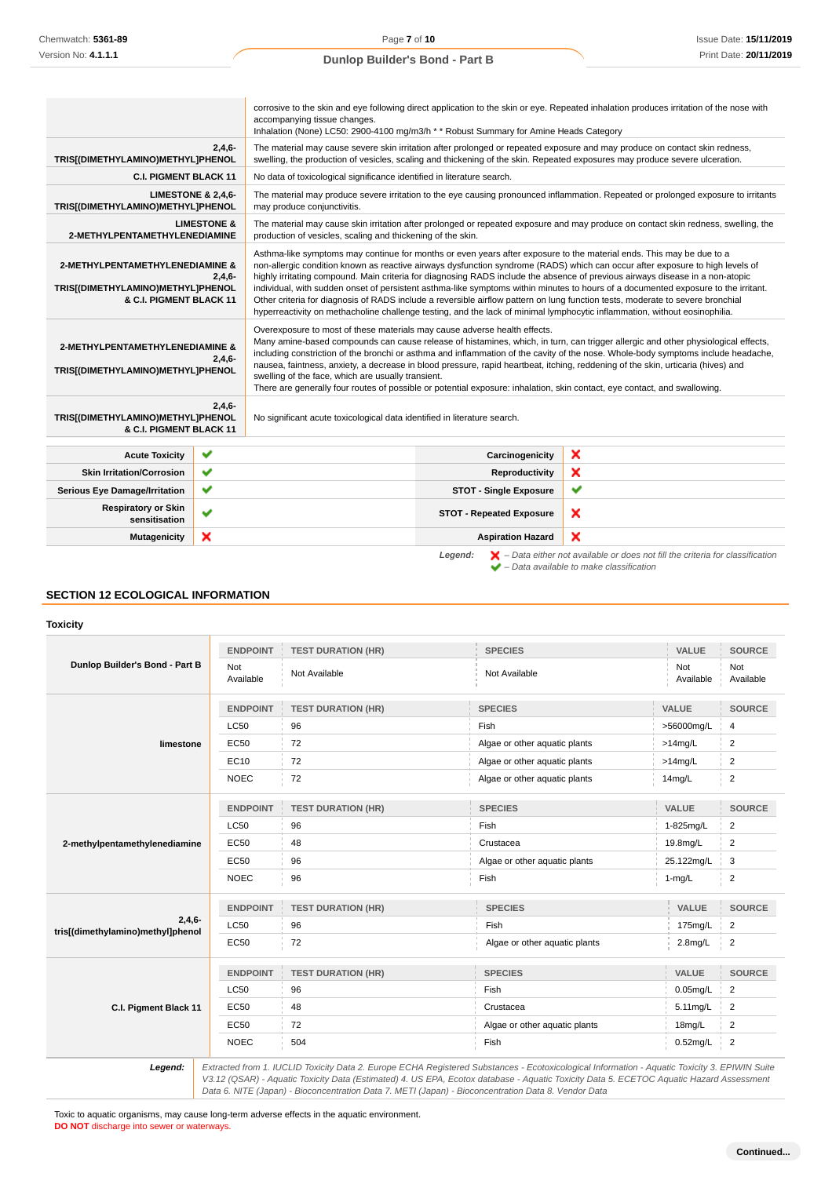| | |
|---|---|
| | corrosive to the skin and eye following direct application to the skin or eye. Repeated inhalation produces irritation of the nose with accompanying tissue changes.<br>Inhalation (None) LC50: 2900-4100 mg/m3/h * * Robust Summary for Amine Heads Category |
| **2,4,6-TRIS[(DIMETHYLAMINO)METHYL]PHENOL** | The material may cause severe skin irritation after prolonged or repeated exposure and may produce on contact skin redness, swelling, the production of vesicles, scaling and thickening of the skin. Repeated exposures may produce severe ulceration. |
| **C.I. PIGMENT BLACK 11** | No data of toxicological significance identified in literature search. |
| **LIMESTONE & 2,4,6-TRIS[(DIMETHYLAMINO)METHYL]PHENOL** | The material may produce severe irritation to the eye causing pronounced inflammation. Repeated or prolonged exposure to irritants may produce conjunctivitis. |
| **LIMESTONE & 2-METHYLPENTAMETHYLENEDIAMINE** | The material may cause skin irritation after prolonged or repeated exposure and may produce on contact skin redness, swelling, the production of vesicles, scaling and thickening of the skin. |
| **2-METHYLPENTAMETHYLENEDIAMINE & 2,4,6-TRIS[(DIMETHYLAMINO)METHYL]PHENOL & C.I. PIGMENT BLACK 11** | Asthma-like symptoms may continue for months or even years after exposure to the material ends. This may be due to a non-allergic condition known as reactive airways dysfunction syndrome (RADS) which can occur after exposure to high levels of highly irritating compound. Main criteria for diagnosing RADS include the absence of previous airways disease in a non-atopic individual, with sudden onset of persistent asthma-like symptoms within minutes to hours of a documented exposure to the irritant. Other criteria for diagnosis of RADS include a reversible airflow pattern on lung function tests, moderate to severe bronchial hyperreactivity on methacholine challenge testing, and the lack of minimal lymphocytic inflammation, without eosinophilia. |
| **2-METHYLPENTAMETHYLENEDIAMINE & 2,4,6-TRIS[(DIMETHYLAMINO)METHYL]PHENOL** | Overexposure to most of these materials may cause adverse health effects.<br>Many amine-based compounds can cause release of histamines, which, in turn, can trigger allergic and other physiological effects, including constriction of the bronchi or asthma and inflammation of the cavity of the nose. Whole-body symptoms include headache, nausea, faintness, anxiety, a decrease in blood pressure, rapid heartbeat, itching, reddening of the skin, urticaria (hives) and swelling of the face, which are usually transient.<br>There are generally four routes of possible or potential exposure: inhalation, skin contact, eye contact, and swallowing. |
| **2,4,6-TRIS[(DIMETHYLAMINO)METHYL]PHENOL & C.I. PIGMENT BLACK 11** | No significant acute toxicological data identified in literature search. |

| | | | |
|---|---|---|---|
| **Acute Toxicity** | ✔ | **Carcinogenicity** | ✘ |
| **Skin Irritation/Corrosion** | ✔ | **Reproductivity** | ✘ |
| **Serious Eye Damage/Irritation** | ✔ | **STOT - Single Exposure** | ✔ |
| **Respiratory or Skin sensitisation** | ✔ | **STOT - Repeated Exposure** | ✘ |
| **Mutagenicity** | ✘ | **Aspiration Hazard** | ✘ |

*Legend:* ✘ *– Data either not available or does not fill the criteria for classification*
✔ *– Data available to make classification*

## SECTION 12 ECOLOGICAL INFORMATION

### Toxicity

**Dunlop Builder's Bond - Part B**

| ENDPOINT | TEST DURATION (HR) | SPECIES | VALUE | SOURCE |
|---|---|---|---|---|
| Not Available | Not Available | Not Available | Not Available | Not Available |

**limestone**

| ENDPOINT | TEST DURATION (HR) | SPECIES | VALUE | SOURCE |
|---|---|---|---|---|
| LC50 | 96 | Fish | >56000mg/L | 4 |
| EC50 | 72 | Algae or other aquatic plants | >14mg/L | 2 |
| EC10 | 72 | Algae or other aquatic plants | >14mg/L | 2 |
| NOEC | 72 | Algae or other aquatic plants | 14mg/L | 2 |

**2-methylpentamethylenediamine**

| ENDPOINT | TEST DURATION (HR) | SPECIES | VALUE | SOURCE |
|---|---|---|---|---|
| LC50 | 96 | Fish | 1-825mg/L | 2 |
| EC50 | 48 | Crustacea | 19.8mg/L | 2 |
| EC50 | 96 | Algae or other aquatic plants | 25.122mg/L | 3 |
| NOEC | 96 | Fish | 1-mg/L | 2 |

**2,4,6-tris[(dimethylamino)methyl]phenol**

| ENDPOINT | TEST DURATION (HR) | SPECIES | VALUE | SOURCE |
|---|---|---|---|---|
| LC50 | 96 | Fish | 175mg/L | 2 |
| EC50 | 72 | Algae or other aquatic plants | 2.8mg/L | 2 |

**C.I. Pigment Black 11**

| ENDPOINT | TEST DURATION (HR) | SPECIES | VALUE | SOURCE |
|---|---|---|---|---|
| LC50 | 96 | Fish | 0.05mg/L | 2 |
| EC50 | 48 | Crustacea | 5.11mg/L | 2 |
| EC50 | 72 | Algae or other aquatic plants | 18mg/L | 2 |
| NOEC | 504 | Fish | 0.52mg/L | 2 |

***Legend:*** *Extracted from 1. IUCLID Toxicity Data 2. Europe ECHA Registered Substances - Ecotoxicological Information - Aquatic Toxicity 3. EPIWIN Suite V3.12 (QSAR) - Aquatic Toxicity Data (Estimated) 4. US EPA, Ecotox database - Aquatic Toxicity Data 5. ECETOC Aquatic Hazard Assessment Data 6. NITE (Japan) - Bioconcentration Data 7. METI (Japan) - Bioconcentration Data 8. Vendor Data*

Toxic to aquatic organisms, may cause long-term adverse effects in the aquatic environment.
**DO NOT** discharge into sewer or waterways.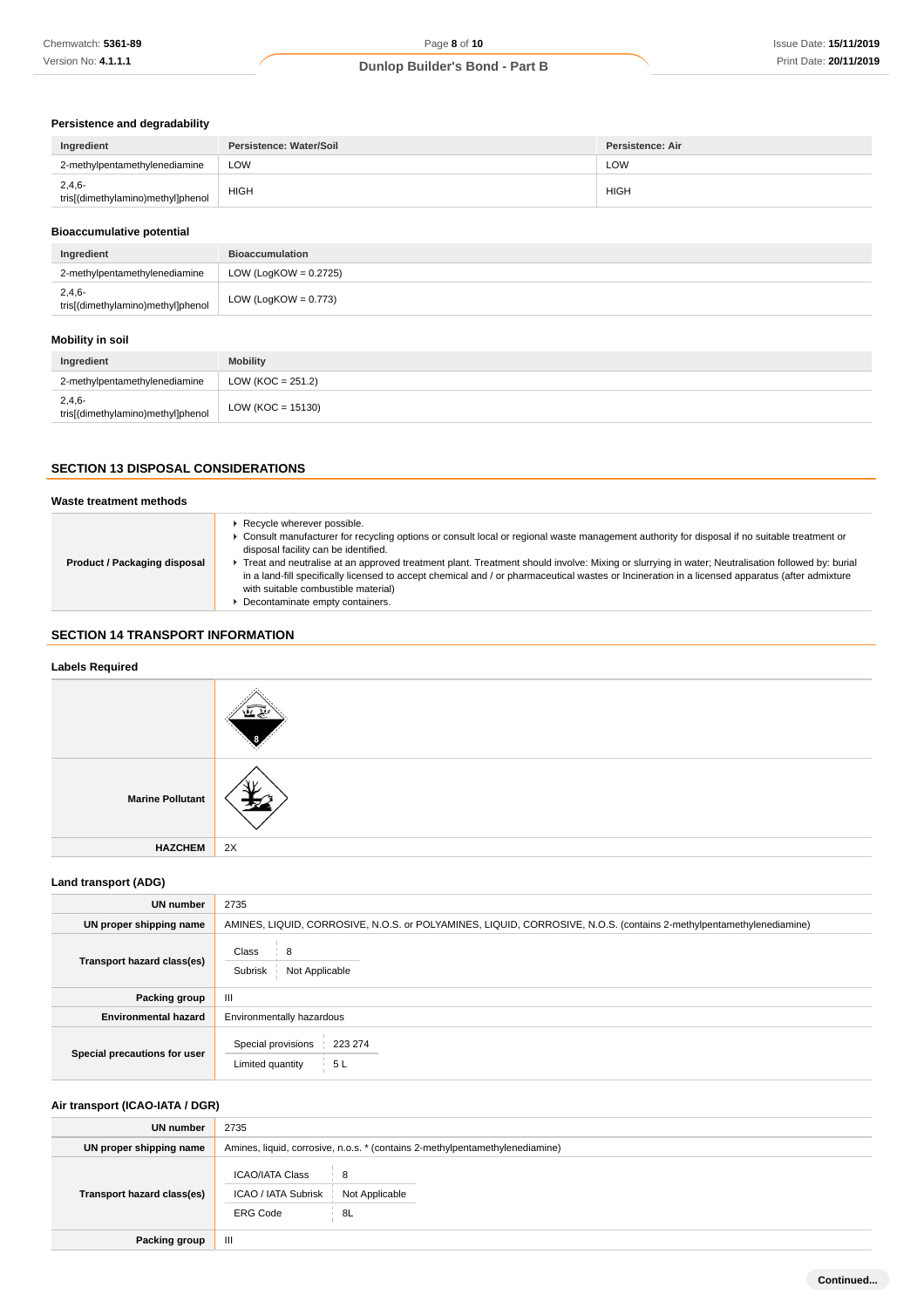### Persistence and degradability

| Ingredient | Persistence: Water/Soil | Persistence: Air |
|---|---|---|
| 2-methylpentamethylenediamine | LOW | LOW |
| 2,4,6-tris[(dimethylamino)methyl]phenol | HIGH | HIGH |

### Bioaccumulative potential

| Ingredient | Bioaccumulation |
|---|---|
| 2-methylpentamethylenediamine | LOW (LogKOW = 0.2725) |
| 2,4,6-tris[(dimethylamino)methyl]phenol | LOW (LogKOW = 0.773) |

### Mobility in soil

| Ingredient | Mobility |
|---|---|
| 2-methylpentamethylenediamine | LOW (KOC = 251.2) |
| 2,4,6-tris[(dimethylamino)methyl]phenol | LOW (KOC = 15130) |

## SECTION 13 DISPOSAL CONSIDERATIONS

### Waste treatment methods

| | |
|---|---|
| **Product / Packaging disposal** | ▸ Recycle wherever possible.<br>▸ Consult manufacturer for recycling options or consult local or regional waste management authority for disposal if no suitable treatment or disposal facility can be identified.<br>▸ Treat and neutralise at an approved treatment plant. Treatment should involve: Mixing or slurrying in water; Neutralisation followed by: burial in a land-fill specifically licensed to accept chemical and / or pharmaceutical wastes or Incineration in a licensed apparatus (after admixture with suitable combustible material)<br>▸ Decontaminate empty containers. |

## SECTION 14 TRANSPORT INFORMATION

### Labels Required

| | |
|---|---|
| | |
| **Marine Pollutant** | |
| **HAZCHEM** | 2X |

### Land transport (ADG)

| | |
|---|---|
| **UN number** | 2735 |
| **UN proper shipping name** | AMINES, LIQUID, CORROSIVE, N.O.S. or POLYAMINES, LIQUID, CORROSIVE, N.O.S. (contains 2-methylpentamethylenediamine) |
| **Transport hazard class(es)** | Class: 8<br>Subrisk: Not Applicable |
| **Packing group** | III |
| **Environmental hazard** | Environmentally hazardous |
| **Special precautions for user** | Special provisions: 223 274<br>Limited quantity: 5 L |

### Air transport (ICAO-IATA / DGR)

| | |
|---|---|
| **UN number** | 2735 |
| **UN proper shipping name** | Amines, liquid, corrosive, n.o.s. * (contains 2-methylpentamethylenediamine) |
| **Transport hazard class(es)** | ICAO/IATA Class: 8<br>ICAO / IATA Subrisk: Not Applicable<br>ERG Code: 8L |
| **Packing group** | III |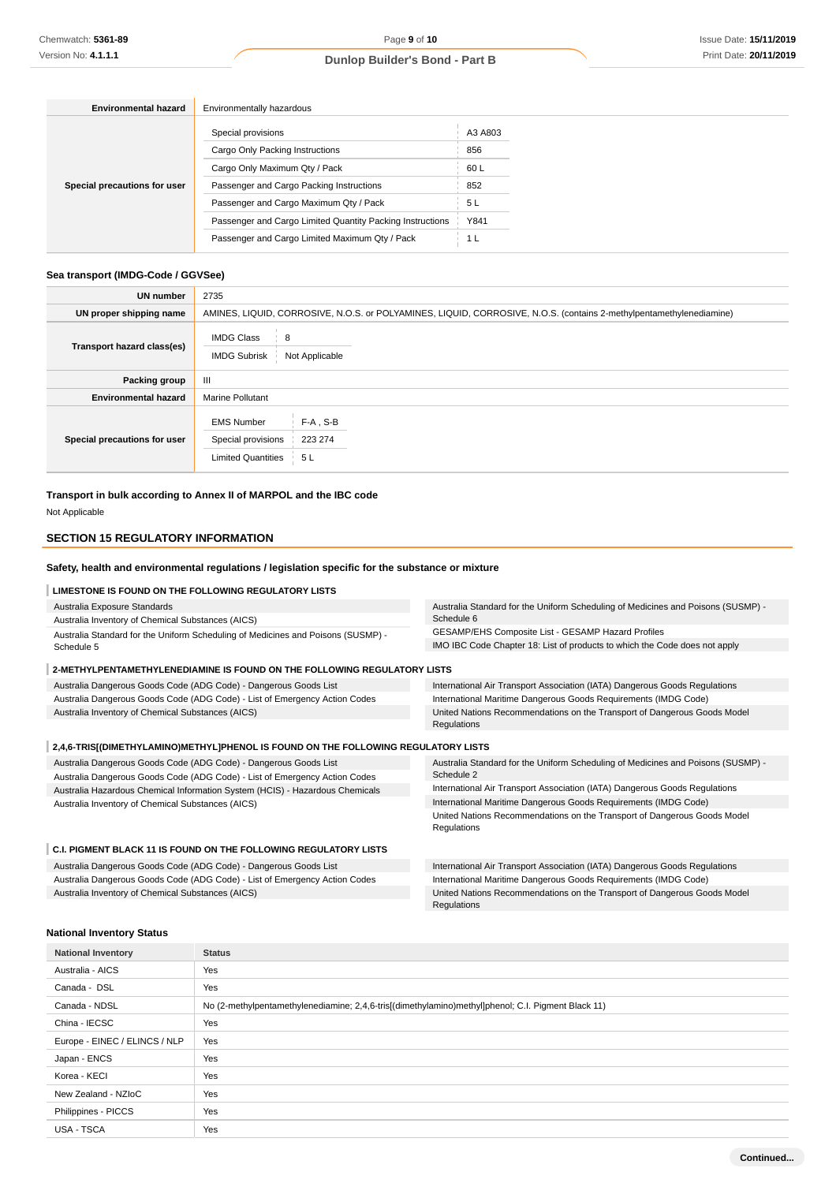| | |
|---|---|
| **Environmental hazard** | Environmentally hazardous |
| **Special precautions for user** | Special provisions: A3 A803<br>Cargo Only Packing Instructions: 856<br>Cargo Only Maximum Qty / Pack: 60 L<br>Passenger and Cargo Packing Instructions: 852<br>Passenger and Cargo Maximum Qty / Pack: 5 L<br>Passenger and Cargo Limited Quantity Packing Instructions: Y841<br>Passenger and Cargo Limited Maximum Qty / Pack: 1 L |

### Sea transport (IMDG-Code / GGVSee)

| | |
|---|---|
| **UN number** | 2735 |
| **UN proper shipping name** | AMINES, LIQUID, CORROSIVE, N.O.S. or POLYAMINES, LIQUID, CORROSIVE, N.O.S. (contains 2-methylpentamethylenediamine) |
| **Transport hazard class(es)** | IMDG Class: 8<br>IMDG Subrisk: Not Applicable |
| **Packing group** | III |
| **Environmental hazard** | Marine Pollutant |
| **Special precautions for user** | EMS Number: F-A , S-B<br>Special provisions: 223 274<br>Limited Quantities: 5 L |

### Transport in bulk according to Annex II of MARPOL and the IBC code

Not Applicable

## SECTION 15 REGULATORY INFORMATION

### Safety, health and environmental regulations / legislation specific for the substance or mixture

**LIMESTONE IS FOUND ON THE FOLLOWING REGULATORY LISTS**

- Australia Exposure Standards
- Australia Inventory of Chemical Substances (AICS)
- Australia Standard for the Uniform Scheduling of Medicines and Poisons (SUSMP) - Schedule 5
- Australia Standard for the Uniform Scheduling of Medicines and Poisons (SUSMP) - Schedule 6
- GESAMP/EHS Composite List - GESAMP Hazard Profiles
- IMO IBC Code Chapter 18: List of products to which the Code does not apply

**2-METHYLPENTAMETHYLENEDIAMINE IS FOUND ON THE FOLLOWING REGULATORY LISTS**

- Australia Dangerous Goods Code (ADG Code) - Dangerous Goods List
- Australia Dangerous Goods Code (ADG Code) - List of Emergency Action Codes
- Australia Inventory of Chemical Substances (AICS)
- International Air Transport Association (IATA) Dangerous Goods Regulations
- International Maritime Dangerous Goods Requirements (IMDG Code)
- United Nations Recommendations on the Transport of Dangerous Goods Model Regulations

**2,4,6-TRIS[(DIMETHYLAMINO)METHYL]PHENOL IS FOUND ON THE FOLLOWING REGULATORY LISTS**

- Australia Dangerous Goods Code (ADG Code) - Dangerous Goods List
- Australia Dangerous Goods Code (ADG Code) - List of Emergency Action Codes
- Australia Hazardous Chemical Information System (HCIS) - Hazardous Chemicals
- Australia Inventory of Chemical Substances (AICS)
- Australia Standard for the Uniform Scheduling of Medicines and Poisons (SUSMP) - Schedule 2
- International Air Transport Association (IATA) Dangerous Goods Regulations
- International Maritime Dangerous Goods Requirements (IMDG Code)
- United Nations Recommendations on the Transport of Dangerous Goods Model Regulations

**C.I. PIGMENT BLACK 11 IS FOUND ON THE FOLLOWING REGULATORY LISTS**

- Australia Dangerous Goods Code (ADG Code) - Dangerous Goods List
- Australia Dangerous Goods Code (ADG Code) - List of Emergency Action Codes
- Australia Inventory of Chemical Substances (AICS)
- International Air Transport Association (IATA) Dangerous Goods Regulations
- International Maritime Dangerous Goods Requirements (IMDG Code)
- United Nations Recommendations on the Transport of Dangerous Goods Model Regulations

### National Inventory Status

| National Inventory | Status |
|---|---|
| Australia - AICS | Yes |
| Canada - DSL | Yes |
| Canada - NDSL | No (2-methylpentamethylenediamine; 2,4,6-tris[(dimethylamino)methyl]phenol; C.I. Pigment Black 11) |
| China - IECSC | Yes |
| Europe - EINEC / ELINCS / NLP | Yes |
| Japan - ENCS | Yes |
| Korea - KECI | Yes |
| New Zealand - NZIoC | Yes |
| Philippines - PICCS | Yes |
| USA - TSCA | Yes |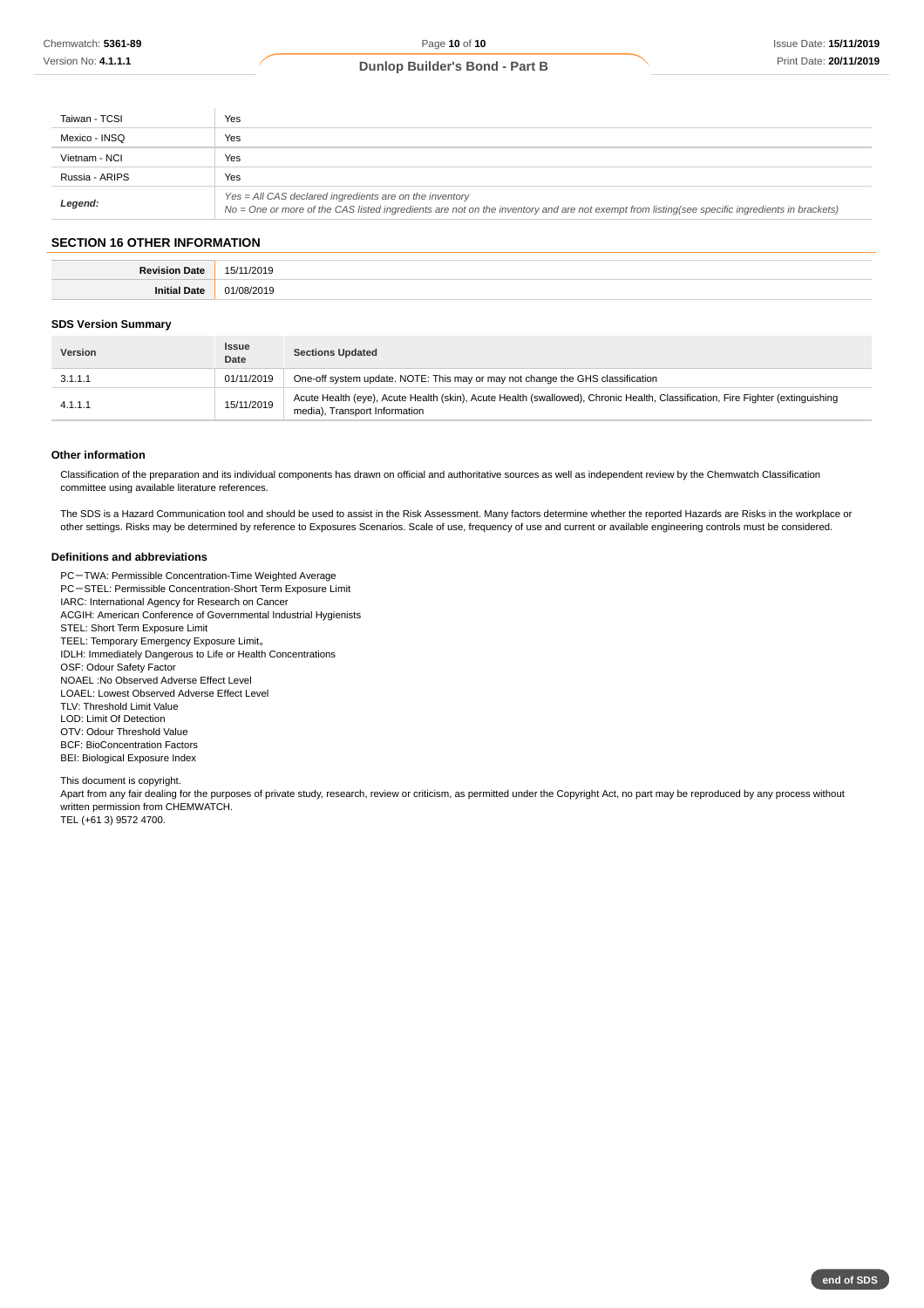| | |
|---|---|
| Taiwan - TCSI | Yes |
| Mexico - INSQ | Yes |
| Vietnam - NCI | Yes |
| Russia - ARIPS | Yes |
| ***Legend:*** | *Yes = All CAS declared ingredients are on the inventory*<br>*No = One or more of the CAS listed ingredients are not on the inventory and are not exempt from listing(see specific ingredients in brackets)* |

## SECTION 16 OTHER INFORMATION

| | |
|---|---|
| **Revision Date** | 15/11/2019 |
| **Initial Date** | 01/08/2019 |

### SDS Version Summary

| Version | Issue Date | Sections Updated |
|---|---|---|
| 3.1.1.1 | 01/11/2019 | One-off system update. NOTE: This may or may not change the GHS classification |
| 4.1.1.1 | 15/11/2019 | Acute Health (eye), Acute Health (skin), Acute Health (swallowed), Chronic Health, Classification, Fire Fighter (extinguishing media), Transport Information |

### Other information

Classification of the preparation and its individual components has drawn on official and authoritative sources as well as independent review by the Chemwatch Classification committee using available literature references.

The SDS is a Hazard Communication tool and should be used to assist in the Risk Assessment. Many factors determine whether the reported Hazards are Risks in the workplace or other settings. Risks may be determined by reference to Exposures Scenarios. Scale of use, frequency of use and current or available engineering controls must be considered.

### Definitions and abbreviations

PC－TWA: Permissible Concentration-Time Weighted Average
PC－STEL: Permissible Concentration-Short Term Exposure Limit
IARC: International Agency for Research on Cancer
ACGIH: American Conference of Governmental Industrial Hygienists
STEL: Short Term Exposure Limit
TEEL: Temporary Emergency Exposure Limit。
IDLH: Immediately Dangerous to Life or Health Concentrations
OSF: Odour Safety Factor
NOAEL :No Observed Adverse Effect Level
LOAEL: Lowest Observed Adverse Effect Level
TLV: Threshold Limit Value
LOD: Limit Of Detection
OTV: Odour Threshold Value
BCF: BioConcentration Factors
BEI: Biological Exposure Index

This document is copyright.
Apart from any fair dealing for the purposes of private study, research, review or criticism, as permitted under the Copyright Act, no part may be reproduced by any process without written permission from CHEMWATCH.
TEL (+61 3) 9572 4700.

**end of SDS**